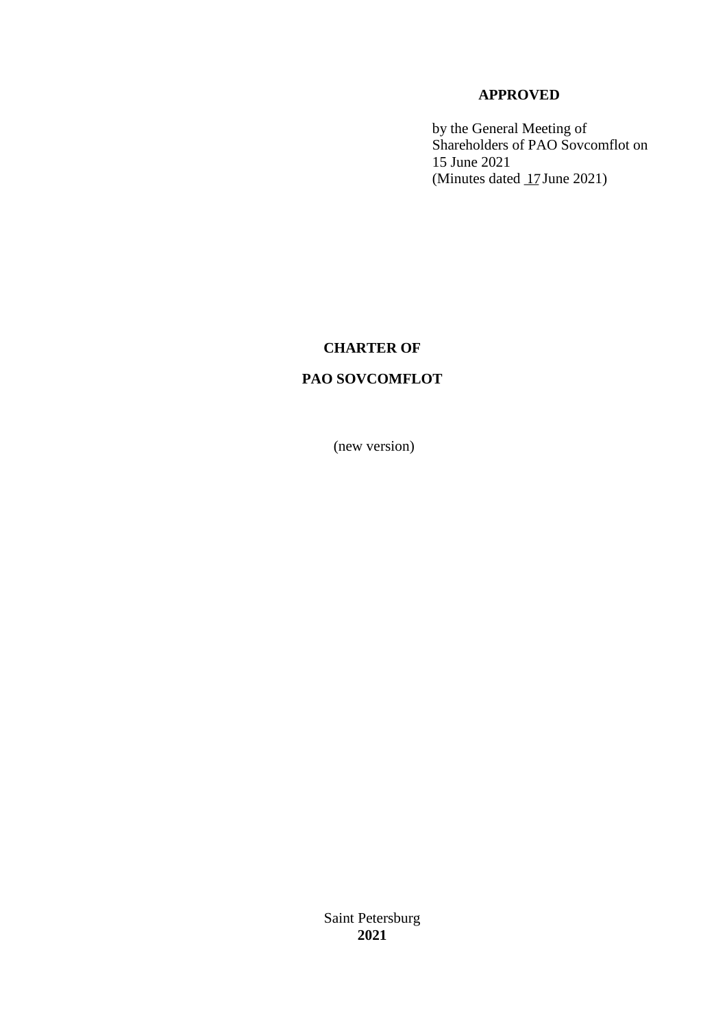**APPROVED**

by the General Meeting of Shareholders of PAO Sovcomflot on 15 June 2021
(Minutes dated 17 June 2021)

# CHARTER OF

# PAO SOVCOMFLOT

(new version)

Saint Petersburg
**2021**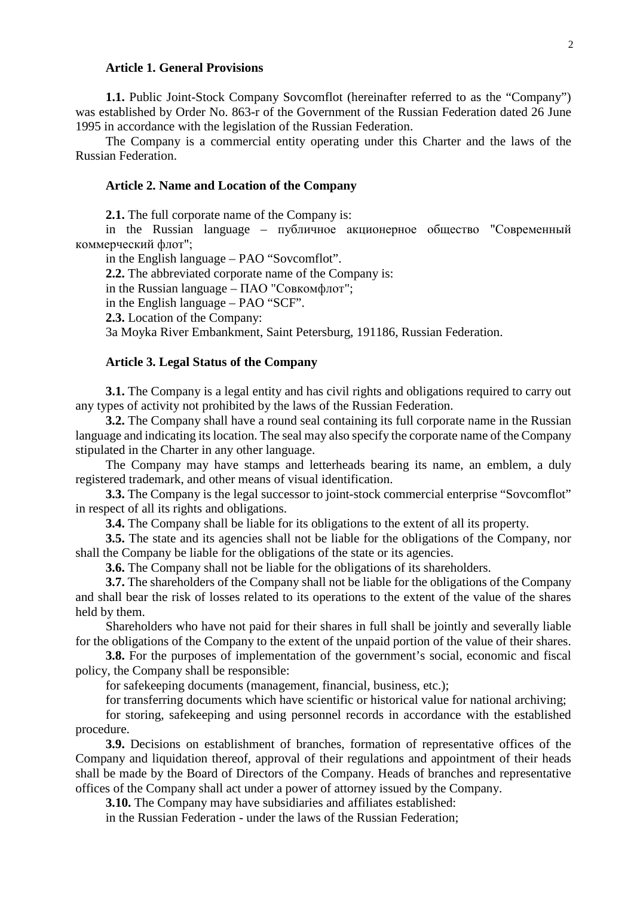## Article 1. General Provisions

**1.1.** Public Joint-Stock Company Sovcomflot (hereinafter referred to as the "Company") was established by Order No. 863-r of the Government of the Russian Federation dated 26 June 1995 in accordance with the legislation of the Russian Federation.

The Company is a commercial entity operating under this Charter and the laws of the Russian Federation.

## Article 2. Name and Location of the Company

**2.1.** The full corporate name of the Company is:

in the Russian language – публичное акционерное общество "Современный коммерческий флот";

in the English language – PAO "Sovcomflot".

**2.2.** The abbreviated corporate name of the Company is:

in the Russian language – ПАО "Совкомфлот";

in the English language – PAO "SCF".

**2.3.** Location of the Company:

3a Moyka River Embankment, Saint Petersburg, 191186, Russian Federation.

## Article 3. Legal Status of the Company

**3.1.** The Company is a legal entity and has civil rights and obligations required to carry out any types of activity not prohibited by the laws of the Russian Federation.

**3.2.** The Company shall have a round seal containing its full corporate name in the Russian language and indicating its location. The seal may also specify the corporate name of the Company stipulated in the Charter in any other language.

The Company may have stamps and letterheads bearing its name, an emblem, a duly registered trademark, and other means of visual identification.

**3.3.** The Company is the legal successor to joint-stock commercial enterprise "Sovcomflot" in respect of all its rights and obligations.

**3.4.** The Company shall be liable for its obligations to the extent of all its property.

**3.5.** The state and its agencies shall not be liable for the obligations of the Company, nor shall the Company be liable for the obligations of the state or its agencies.

**3.6.** The Company shall not be liable for the obligations of its shareholders.

**3.7.** The shareholders of the Company shall not be liable for the obligations of the Company and shall bear the risk of losses related to its operations to the extent of the value of the shares held by them.

Shareholders who have not paid for their shares in full shall be jointly and severally liable for the obligations of the Company to the extent of the unpaid portion of the value of their shares.

**3.8.** For the purposes of implementation of the government's social, economic and fiscal policy, the Company shall be responsible:

for safekeeping documents (management, financial, business, etc.);

for transferring documents which have scientific or historical value for national archiving;

for storing, safekeeping and using personnel records in accordance with the established procedure.

**3.9.** Decisions on establishment of branches, formation of representative offices of the Company and liquidation thereof, approval of their regulations and appointment of their heads shall be made by the Board of Directors of the Company. Heads of branches and representative offices of the Company shall act under a power of attorney issued by the Company.

**3.10.** The Company may have subsidiaries and affiliates established:

in the Russian Federation - under the laws of the Russian Federation;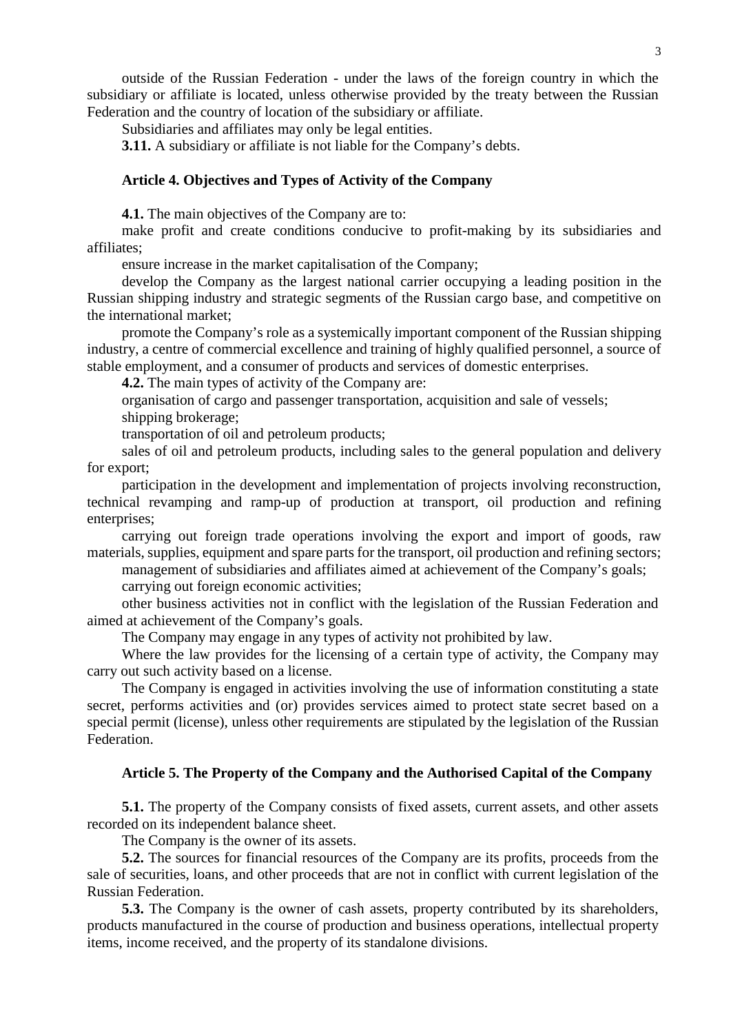outside of the Russian Federation - under the laws of the foreign country in which the subsidiary or affiliate is located, unless otherwise provided by the treaty between the Russian Federation and the country of location of the subsidiary or affiliate.

Subsidiaries and affiliates may only be legal entities.

**3.11.** A subsidiary or affiliate is not liable for the Company's debts.

### Article 4. Objectives and Types of Activity of the Company

**4.1.** The main objectives of the Company are to:

make profit and create conditions conducive to profit-making by its subsidiaries and affiliates;

ensure increase in the market capitalisation of the Company;

develop the Company as the largest national carrier occupying a leading position in the Russian shipping industry and strategic segments of the Russian cargo base, and competitive on the international market;

promote the Company's role as a systemically important component of the Russian shipping industry, a centre of commercial excellence and training of highly qualified personnel, a source of stable employment, and a consumer of products and services of domestic enterprises.

**4.2.** The main types of activity of the Company are:

organisation of cargo and passenger transportation, acquisition and sale of vessels;

shipping brokerage;

transportation of oil and petroleum products;

sales of oil and petroleum products, including sales to the general population and delivery for export;

participation in the development and implementation of projects involving reconstruction, technical revamping and ramp-up of production at transport, oil production and refining enterprises;

carrying out foreign trade operations involving the export and import of goods, raw materials, supplies, equipment and spare parts for the transport, oil production and refining sectors;

management of subsidiaries and affiliates aimed at achievement of the Company's goals;

carrying out foreign economic activities;

other business activities not in conflict with the legislation of the Russian Federation and aimed at achievement of the Company's goals.

The Company may engage in any types of activity not prohibited by law.

Where the law provides for the licensing of a certain type of activity, the Company may carry out such activity based on a license.

The Company is engaged in activities involving the use of information constituting a state secret, performs activities and (or) provides services aimed to protect state secret based on a special permit (license), unless other requirements are stipulated by the legislation of the Russian Federation.

### Article 5. The Property of the Company and the Authorised Capital of the Company

**5.1.** The property of the Company consists of fixed assets, current assets, and other assets recorded on its independent balance sheet.

The Company is the owner of its assets.

**5.2.** The sources for financial resources of the Company are its profits, proceeds from the sale of securities, loans, and other proceeds that are not in conflict with current legislation of the Russian Federation.

**5.3.** The Company is the owner of cash assets, property contributed by its shareholders, products manufactured in the course of production and business operations, intellectual property items, income received, and the property of its standalone divisions.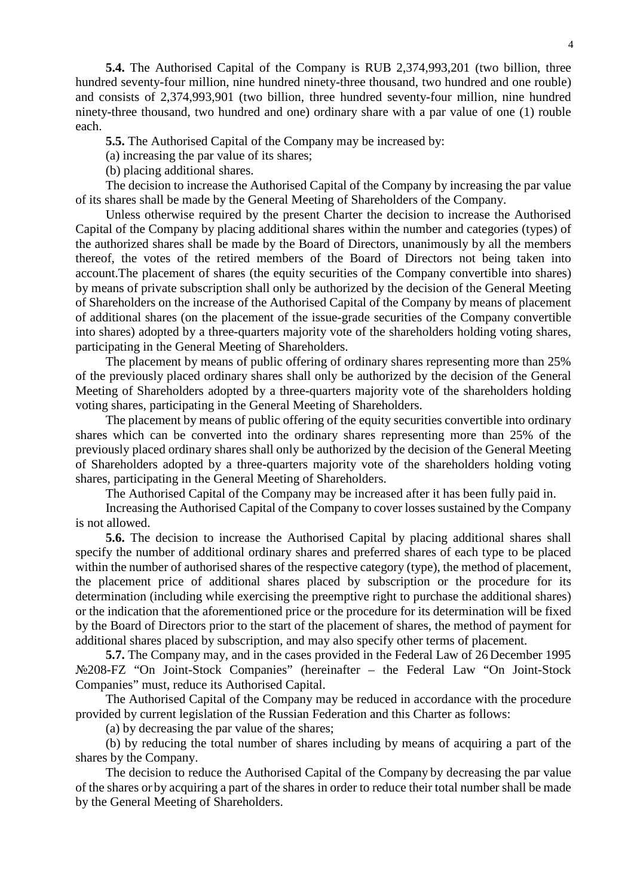**5.4.** The Authorised Capital of the Company is RUB 2,374,993,201 (two billion, three hundred seventy-four million, nine hundred ninety-three thousand, two hundred and one rouble) and consists of 2,374,993,901 (two billion, three hundred seventy-four million, nine hundred ninety-three thousand, two hundred and one) ordinary share with a par value of one (1) rouble each.

**5.5.** The Authorised Capital of the Company may be increased by:

(a) increasing the par value of its shares;

(b) placing additional shares.

The decision to increase the Authorised Capital of the Company by increasing the par value of its shares shall be made by the General Meeting of Shareholders of the Company.

Unless otherwise required by the present Charter the decision to increase the Authorised Capital of the Company by placing additional shares within the number and categories (types) of the authorized shares shall be made by the Board of Directors, unanimously by all the members thereof, the votes of the retired members of the Board of Directors not being taken into account.The placement of shares (the equity securities of the Company convertible into shares) by means of private subscription shall only be authorized by the decision of the General Meeting of Shareholders on the increase of the Authorised Capital of the Company by means of placement of additional shares (on the placement of the issue-grade securities of the Company convertible into shares) adopted by a three-quarters majority vote of the shareholders holding voting shares, participating in the General Meeting of Shareholders.

The placement by means of public offering of ordinary shares representing more than 25% of the previously placed ordinary shares shall only be authorized by the decision of the General Meeting of Shareholders adopted by a three-quarters majority vote of the shareholders holding voting shares, participating in the General Meeting of Shareholders.

The placement by means of public offering of the equity securities convertible into ordinary shares which can be converted into the ordinary shares representing more than 25% of the previously placed ordinary shares shall only be authorized by the decision of the General Meeting of Shareholders adopted by a three-quarters majority vote of the shareholders holding voting shares, participating in the General Meeting of Shareholders.

The Authorised Capital of the Company may be increased after it has been fully paid in.

Increasing the Authorised Capital of the Company to cover losses sustained by the Company is not allowed.

**5.6.** The decision to increase the Authorised Capital by placing additional shares shall specify the number of additional ordinary shares and preferred shares of each type to be placed within the number of authorised shares of the respective category (type), the method of placement, the placement price of additional shares placed by subscription or the procedure for its determination (including while exercising the preemptive right to purchase the additional shares) or the indication that the aforementioned price or the procedure for its determination will be fixed by the Board of Directors prior to the start of the placement of shares, the method of payment for additional shares placed by subscription, and may also specify other terms of placement.

**5.7.** The Company may, and in the cases provided in the Federal Law of 26 December 1995 №208-FZ "On Joint-Stock Companies" (hereinafter – the Federal Law "On Joint-Stock Companies" must, reduce its Authorised Capital.

The Authorised Capital of the Company may be reduced in accordance with the procedure provided by current legislation of the Russian Federation and this Charter as follows:

(a) by decreasing the par value of the shares;

(b) by reducing the total number of shares including by means of acquiring a part of the shares by the Company.

The decision to reduce the Authorised Capital of the Company by decreasing the par value of the shares or by acquiring a part of the shares in order to reduce their total number shall be made by the General Meeting of Shareholders.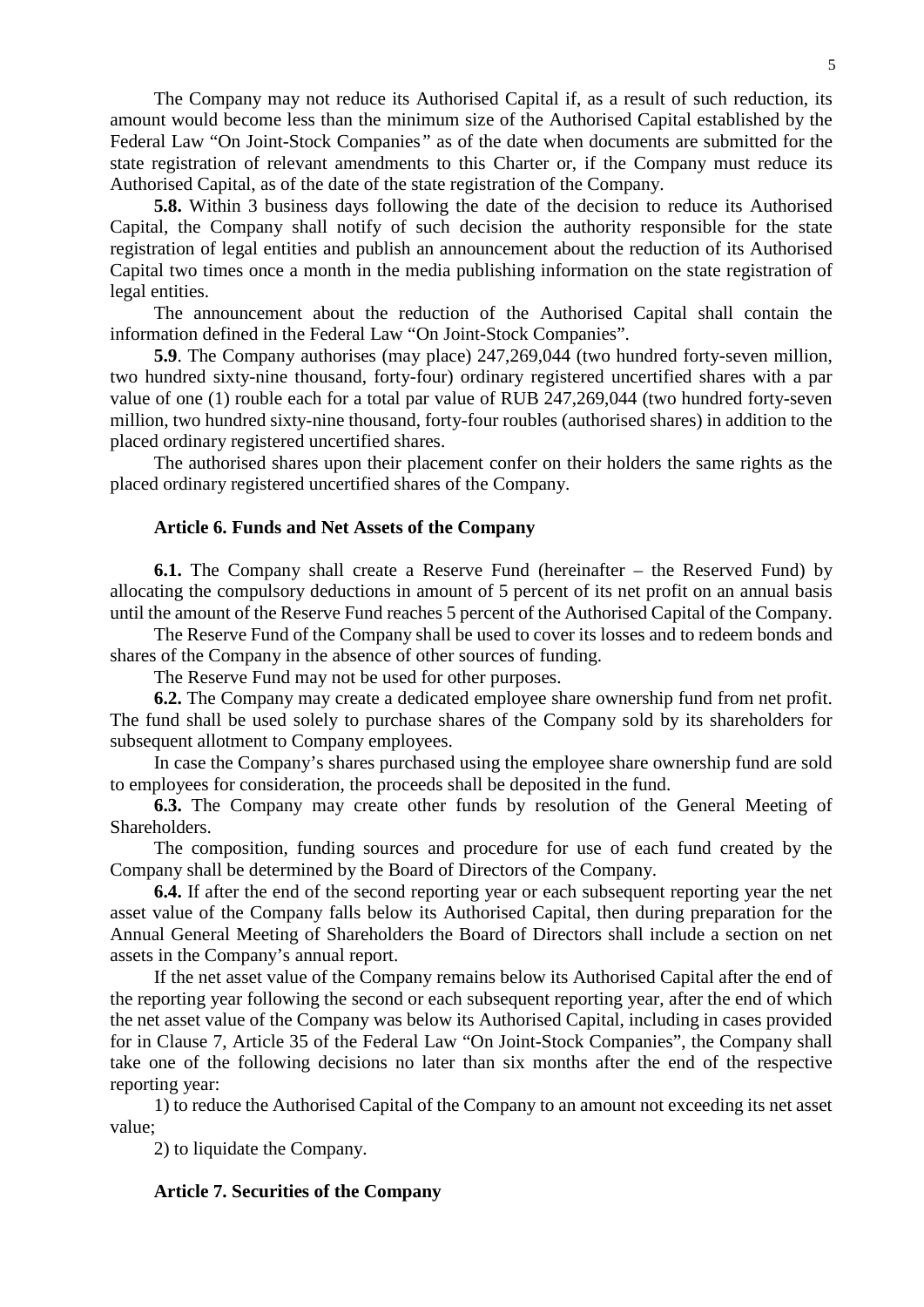The Company may not reduce its Authorised Capital if, as a result of such reduction, its amount would become less than the minimum size of the Authorised Capital established by the Federal Law "On Joint-Stock Companies" as of the date when documents are submitted for the state registration of relevant amendments to this Charter or, if the Company must reduce its Authorised Capital, as of the date of the state registration of the Company.

**5.8.** Within 3 business days following the date of the decision to reduce its Authorised Capital, the Company shall notify of such decision the authority responsible for the state registration of legal entities and publish an announcement about the reduction of its Authorised Capital two times once a month in the media publishing information on the state registration of legal entities.

The announcement about the reduction of the Authorised Capital shall contain the information defined in the Federal Law "On Joint-Stock Companies".

**5.9**. The Company authorises (may place) 247,269,044 (two hundred forty-seven million, two hundred sixty-nine thousand, forty-four) ordinary registered uncertified shares with a par value of one (1) rouble each for a total par value of RUB 247,269,044 (two hundred forty-seven million, two hundred sixty-nine thousand, forty-four roubles (authorised shares) in addition to the placed ordinary registered uncertified shares.

The authorised shares upon their placement confer on their holders the same rights as the placed ordinary registered uncertified shares of the Company.

**Article 6. Funds and Net Assets of the Company**

**6.1.** The Company shall create a Reserve Fund (hereinafter – the Reserved Fund) by allocating the compulsory deductions in amount of 5 percent of its net profit on an annual basis until the amount of the Reserve Fund reaches 5 percent of the Authorised Capital of the Company.

The Reserve Fund of the Company shall be used to cover its losses and to redeem bonds and shares of the Company in the absence of other sources of funding.

The Reserve Fund may not be used for other purposes.

**6.2.** The Company may create a dedicated employee share ownership fund from net profit. The fund shall be used solely to purchase shares of the Company sold by its shareholders for subsequent allotment to Company employees.

In case the Company's shares purchased using the employee share ownership fund are sold to employees for consideration, the proceeds shall be deposited in the fund.

**6.3.** The Company may create other funds by resolution of the General Meeting of Shareholders.

The composition, funding sources and procedure for use of each fund created by the Company shall be determined by the Board of Directors of the Company.

**6.4.** If after the end of the second reporting year or each subsequent reporting year the net asset value of the Company falls below its Authorised Capital, then during preparation for the Annual General Meeting of Shareholders the Board of Directors shall include a section on net assets in the Company's annual report.

If the net asset value of the Company remains below its Authorised Capital after the end of the reporting year following the second or each subsequent reporting year, after the end of which the net asset value of the Company was below its Authorised Capital, including in cases provided for in Clause 7, Article 35 of the Federal Law "On Joint-Stock Companies", the Company shall take one of the following decisions no later than six months after the end of the respective reporting year:

1) to reduce the Authorised Capital of the Company to an amount not exceeding its net asset value;

2) to liquidate the Company.

**Article 7. Securities of the Company**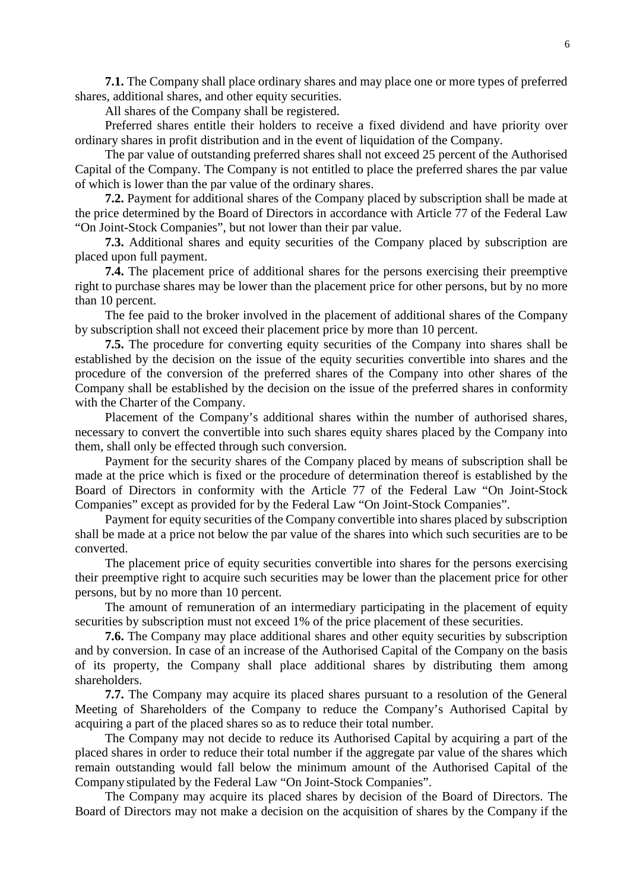**7.1.** The Company shall place ordinary shares and may place one or more types of preferred shares, additional shares, and other equity securities.

All shares of the Company shall be registered.

Preferred shares entitle their holders to receive a fixed dividend and have priority over ordinary shares in profit distribution and in the event of liquidation of the Company.

The par value of outstanding preferred shares shall not exceed 25 percent of the Authorised Capital of the Company. The Company is not entitled to place the preferred shares the par value of which is lower than the par value of the ordinary shares.

**7.2.** Payment for additional shares of the Company placed by subscription shall be made at the price determined by the Board of Directors in accordance with Article 77 of the Federal Law "On Joint-Stock Companies", but not lower than their par value.

**7.3.** Additional shares and equity securities of the Company placed by subscription are placed upon full payment.

**7.4.** The placement price of additional shares for the persons exercising their preemptive right to purchase shares may be lower than the placement price for other persons, but by no more than 10 percent.

The fee paid to the broker involved in the placement of additional shares of the Company by subscription shall not exceed their placement price by more than 10 percent.

**7.5.** The procedure for converting equity securities of the Company into shares shall be established by the decision on the issue of the equity securities convertible into shares and the procedure of the conversion of the preferred shares of the Company into other shares of the Company shall be established by the decision on the issue of the preferred shares in conformity with the Charter of the Company.

Placement of the Company's additional shares within the number of authorised shares, necessary to convert the convertible into such shares equity shares placed by the Company into them, shall only be effected through such conversion.

Payment for the security shares of the Company placed by means of subscription shall be made at the price which is fixed or the procedure of determination thereof is established by the Board of Directors in conformity with the Article 77 of the Federal Law "On Joint-Stock Companies" except as provided for by the Federal Law "On Joint-Stock Companies".

Payment for equity securities of the Company convertible into shares placed by subscription shall be made at a price not below the par value of the shares into which such securities are to be converted.

The placement price of equity securities convertible into shares for the persons exercising their preemptive right to acquire such securities may be lower than the placement price for other persons, but by no more than 10 percent.

The amount of remuneration of an intermediary participating in the placement of equity securities by subscription must not exceed 1% of the price placement of these securities.

**7.6.** The Company may place additional shares and other equity securities by subscription and by conversion. In case of an increase of the Authorised Capital of the Company on the basis of its property, the Company shall place additional shares by distributing them among shareholders.

**7.7.** The Company may acquire its placed shares pursuant to a resolution of the General Meeting of Shareholders of the Company to reduce the Company's Authorised Capital by acquiring a part of the placed shares so as to reduce their total number.

The Company may not decide to reduce its Authorised Capital by acquiring a part of the placed shares in order to reduce their total number if the aggregate par value of the shares which remain outstanding would fall below the minimum amount of the Authorised Capital of the Company stipulated by the Federal Law "On Joint-Stock Companies".

The Company may acquire its placed shares by decision of the Board of Directors. The Board of Directors may not make a decision on the acquisition of shares by the Company if the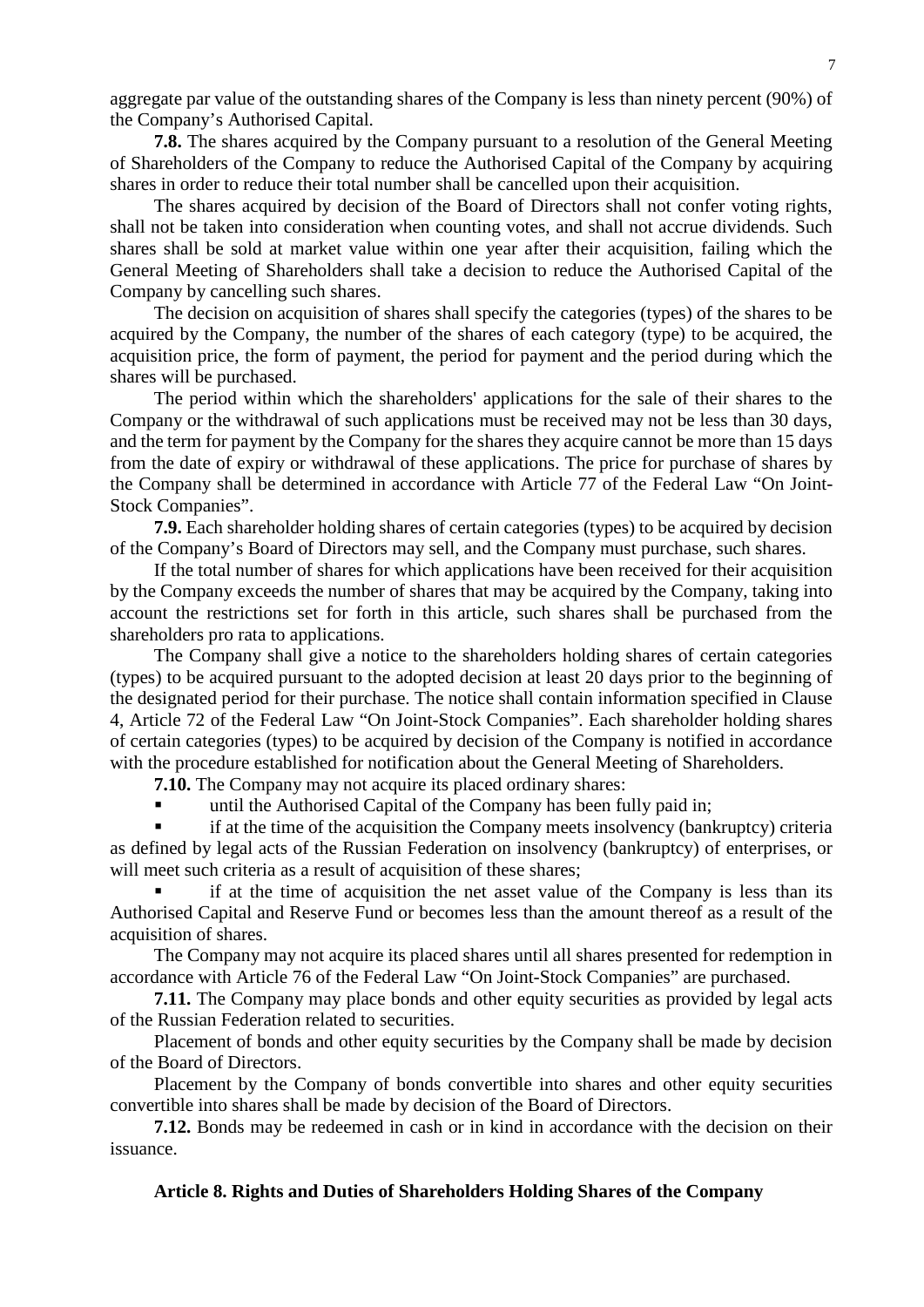aggregate par value of the outstanding shares of the Company is less than ninety percent (90%) of the Company's Authorised Capital.

**7.8.** The shares acquired by the Company pursuant to a resolution of the General Meeting of Shareholders of the Company to reduce the Authorised Capital of the Company by acquiring shares in order to reduce their total number shall be cancelled upon their acquisition.

The shares acquired by decision of the Board of Directors shall not confer voting rights, shall not be taken into consideration when counting votes, and shall not accrue dividends. Such shares shall be sold at market value within one year after their acquisition, failing which the General Meeting of Shareholders shall take a decision to reduce the Authorised Capital of the Company by cancelling such shares.

The decision on acquisition of shares shall specify the categories (types) of the shares to be acquired by the Company, the number of the shares of each category (type) to be acquired, the acquisition price, the form of payment, the period for payment and the period during which the shares will be purchased.

The period within which the shareholders' applications for the sale of their shares to the Company or the withdrawal of such applications must be received may not be less than 30 days, and the term for payment by the Company for the shares they acquire cannot be more than 15 days from the date of expiry or withdrawal of these applications. The price for purchase of shares by the Company shall be determined in accordance with Article 77 of the Federal Law "On Joint-Stock Companies".

**7.9.** Each shareholder holding shares of certain categories (types) to be acquired by decision of the Company's Board of Directors may sell, and the Company must purchase, such shares.

If the total number of shares for which applications have been received for their acquisition by the Company exceeds the number of shares that may be acquired by the Company, taking into account the restrictions set for forth in this article, such shares shall be purchased from the shareholders pro rata to applications.

The Company shall give a notice to the shareholders holding shares of certain categories (types) to be acquired pursuant to the adopted decision at least 20 days prior to the beginning of the designated period for their purchase. The notice shall contain information specified in Clause 4, Article 72 of the Federal Law "On Joint-Stock Companies". Each shareholder holding shares of certain categories (types) to be acquired by decision of the Company is notified in accordance with the procedure established for notification about the General Meeting of Shareholders.

**7.10.** The Company may not acquire its placed ordinary shares:

- until the Authorised Capital of the Company has been fully paid in;
- if at the time of the acquisition the Company meets insolvency (bankruptcy) criteria as defined by legal acts of the Russian Federation on insolvency (bankruptcy) of enterprises, or will meet such criteria as a result of acquisition of these shares;
- if at the time of acquisition the net asset value of the Company is less than its Authorised Capital and Reserve Fund or becomes less than the amount thereof as a result of the acquisition of shares.

The Company may not acquire its placed shares until all shares presented for redemption in accordance with Article 76 of the Federal Law "On Joint-Stock Companies" are purchased.

**7.11.** The Company may place bonds and other equity securities as provided by legal acts of the Russian Federation related to securities.

Placement of bonds and other equity securities by the Company shall be made by decision of the Board of Directors.

Placement by the Company of bonds convertible into shares and other equity securities convertible into shares shall be made by decision of the Board of Directors.

**7.12.** Bonds may be redeemed in cash or in kind in accordance with the decision on their issuance.

## Article 8. Rights and Duties of Shareholders Holding Shares of the Company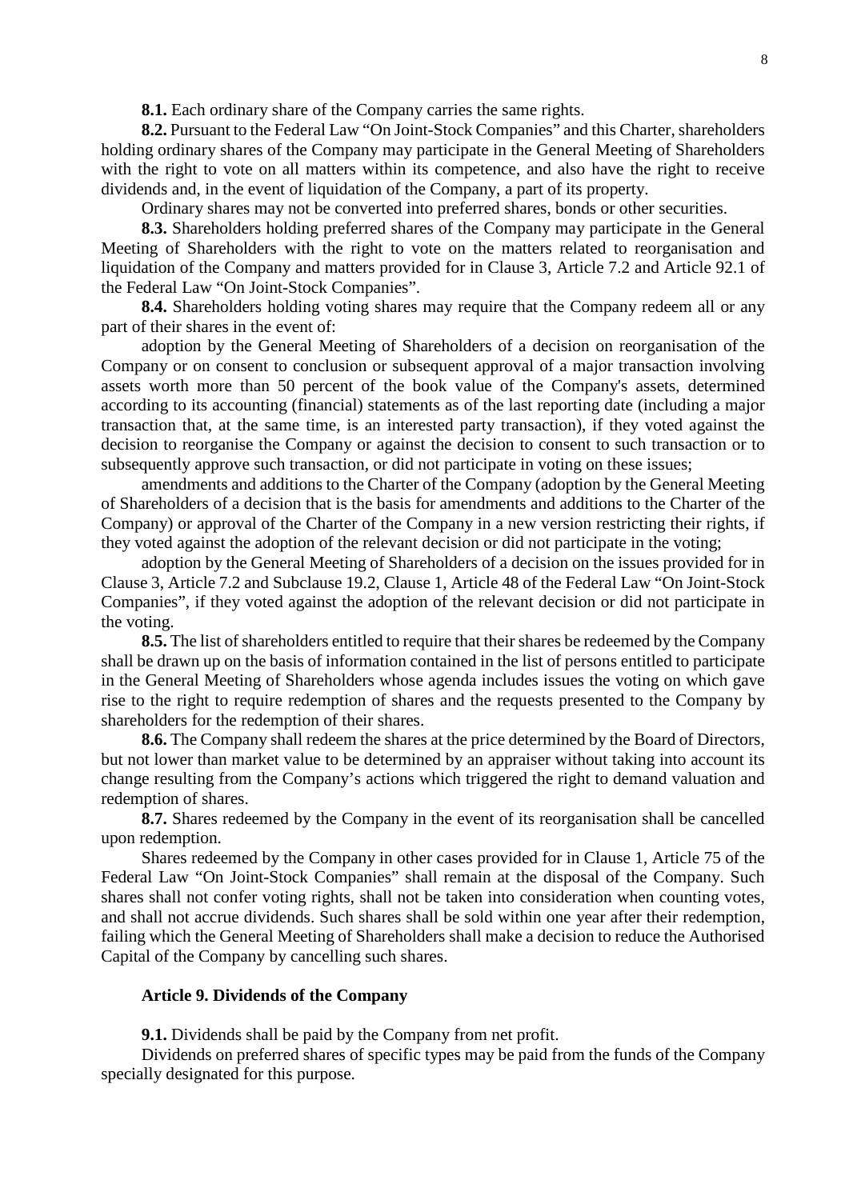**8.1.** Each ordinary share of the Company carries the same rights.

**8.2.** Pursuant to the Federal Law "On Joint-Stock Companies" and this Charter, shareholders holding ordinary shares of the Company may participate in the General Meeting of Shareholders with the right to vote on all matters within its competence, and also have the right to receive dividends and, in the event of liquidation of the Company, a part of its property.

Ordinary shares may not be converted into preferred shares, bonds or other securities.

**8.3.** Shareholders holding preferred shares of the Company may participate in the General Meeting of Shareholders with the right to vote on the matters related to reorganisation and liquidation of the Company and matters provided for in Clause 3, Article 7.2 and Article 92.1 of the Federal Law "On Joint-Stock Companies".

**8.4.** Shareholders holding voting shares may require that the Company redeem all or any part of their shares in the event of:

adoption by the General Meeting of Shareholders of a decision on reorganisation of the Company or on consent to conclusion or subsequent approval of a major transaction involving assets worth more than 50 percent of the book value of the Company's assets, determined according to its accounting (financial) statements as of the last reporting date (including a major transaction that, at the same time, is an interested party transaction), if they voted against the decision to reorganise the Company or against the decision to consent to such transaction or to subsequently approve such transaction, or did not participate in voting on these issues;

amendments and additions to the Charter of the Company (adoption by the General Meeting of Shareholders of a decision that is the basis for amendments and additions to the Charter of the Company) or approval of the Charter of the Company in a new version restricting their rights, if they voted against the adoption of the relevant decision or did not participate in the voting;

adoption by the General Meeting of Shareholders of a decision on the issues provided for in Clause 3, Article 7.2 and Subclause 19.2, Clause 1, Article 48 of the Federal Law "On Joint-Stock Companies", if they voted against the adoption of the relevant decision or did not participate in the voting.

**8.5.** The list of shareholders entitled to require that their shares be redeemed by the Company shall be drawn up on the basis of information contained in the list of persons entitled to participate in the General Meeting of Shareholders whose agenda includes issues the voting on which gave rise to the right to require redemption of shares and the requests presented to the Company by shareholders for the redemption of their shares.

**8.6.** The Company shall redeem the shares at the price determined by the Board of Directors, but not lower than market value to be determined by an appraiser without taking into account its change resulting from the Company's actions which triggered the right to demand valuation and redemption of shares.

**8.7.** Shares redeemed by the Company in the event of its reorganisation shall be cancelled upon redemption.

Shares redeemed by the Company in other cases provided for in Clause 1, Article 75 of the Federal Law "On Joint-Stock Companies" shall remain at the disposal of the Company. Such shares shall not confer voting rights, shall not be taken into consideration when counting votes, and shall not accrue dividends. Such shares shall be sold within one year after their redemption, failing which the General Meeting of Shareholders shall make a decision to reduce the Authorised Capital of the Company by cancelling such shares.

### Article 9. Dividends of the Company

**9.1.** Dividends shall be paid by the Company from net profit.

Dividends on preferred shares of specific types may be paid from the funds of the Company specially designated for this purpose.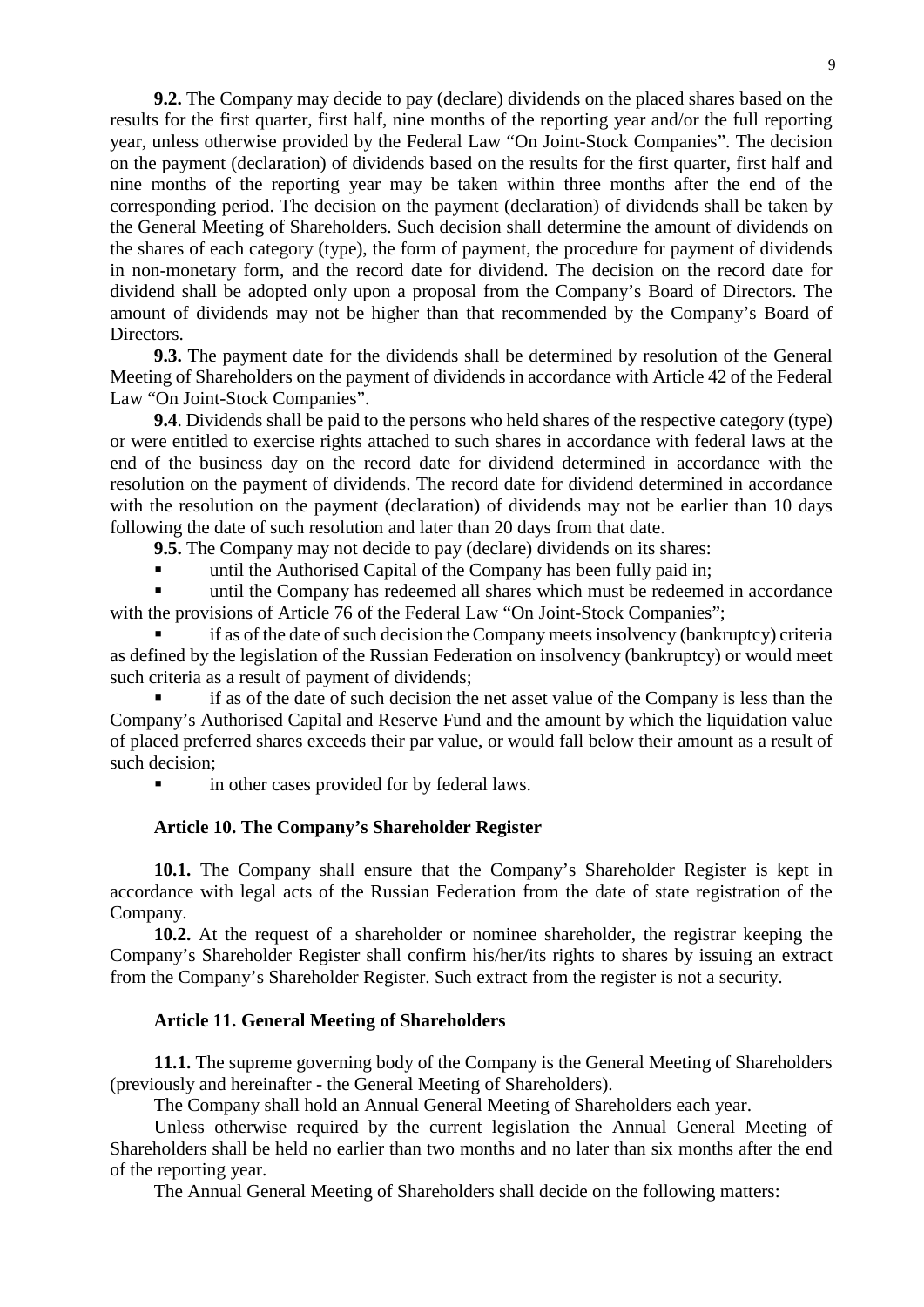**9.2.** The Company may decide to pay (declare) dividends on the placed shares based on the results for the first quarter, first half, nine months of the reporting year and/or the full reporting year, unless otherwise provided by the Federal Law "On Joint-Stock Companies". The decision on the payment (declaration) of dividends based on the results for the first quarter, first half and nine months of the reporting year may be taken within three months after the end of the corresponding period. The decision on the payment (declaration) of dividends shall be taken by the General Meeting of Shareholders. Such decision shall determine the amount of dividends on the shares of each category (type), the form of payment, the procedure for payment of dividends in non-monetary form, and the record date for dividend. The decision on the record date for dividend shall be adopted only upon a proposal from the Company's Board of Directors. The amount of dividends may not be higher than that recommended by the Company's Board of Directors.

**9.3.** The payment date for the dividends shall be determined by resolution of the General Meeting of Shareholders on the payment of dividends in accordance with Article 42 of the Federal Law "On Joint-Stock Companies".

**9.4**. Dividends shall be paid to the persons who held shares of the respective category (type) or were entitled to exercise rights attached to such shares in accordance with federal laws at the end of the business day on the record date for dividend determined in accordance with the resolution on the payment of dividends. The record date for dividend determined in accordance with the resolution on the payment (declaration) of dividends may not be earlier than 10 days following the date of such resolution and later than 20 days from that date.

**9.5.** The Company may not decide to pay (declare) dividends on its shares:

- until the Authorised Capital of the Company has been fully paid in;
- until the Company has redeemed all shares which must be redeemed in accordance with the provisions of Article 76 of the Federal Law "On Joint-Stock Companies";
- if as of the date of such decision the Company meets insolvency (bankruptcy) criteria as defined by the legislation of the Russian Federation on insolvency (bankruptcy) or would meet such criteria as a result of payment of dividends;
- if as of the date of such decision the net asset value of the Company is less than the Company's Authorised Capital and Reserve Fund and the amount by which the liquidation value of placed preferred shares exceeds their par value, or would fall below their amount as a result of such decision;
- in other cases provided for by federal laws.

### Article 10. The Company's Shareholder Register

**10.1.** The Company shall ensure that the Company's Shareholder Register is kept in accordance with legal acts of the Russian Federation from the date of state registration of the Company.

**10.2.** At the request of a shareholder or nominee shareholder, the registrar keeping the Company's Shareholder Register shall confirm his/her/its rights to shares by issuing an extract from the Company's Shareholder Register. Such extract from the register is not a security.

### Article 11. General Meeting of Shareholders

**11.1.** The supreme governing body of the Company is the General Meeting of Shareholders (previously and hereinafter - the General Meeting of Shareholders).

The Company shall hold an Annual General Meeting of Shareholders each year.

Unless otherwise required by the current legislation the Annual General Meeting of Shareholders shall be held no earlier than two months and no later than six months after the end of the reporting year.

The Annual General Meeting of Shareholders shall decide on the following matters: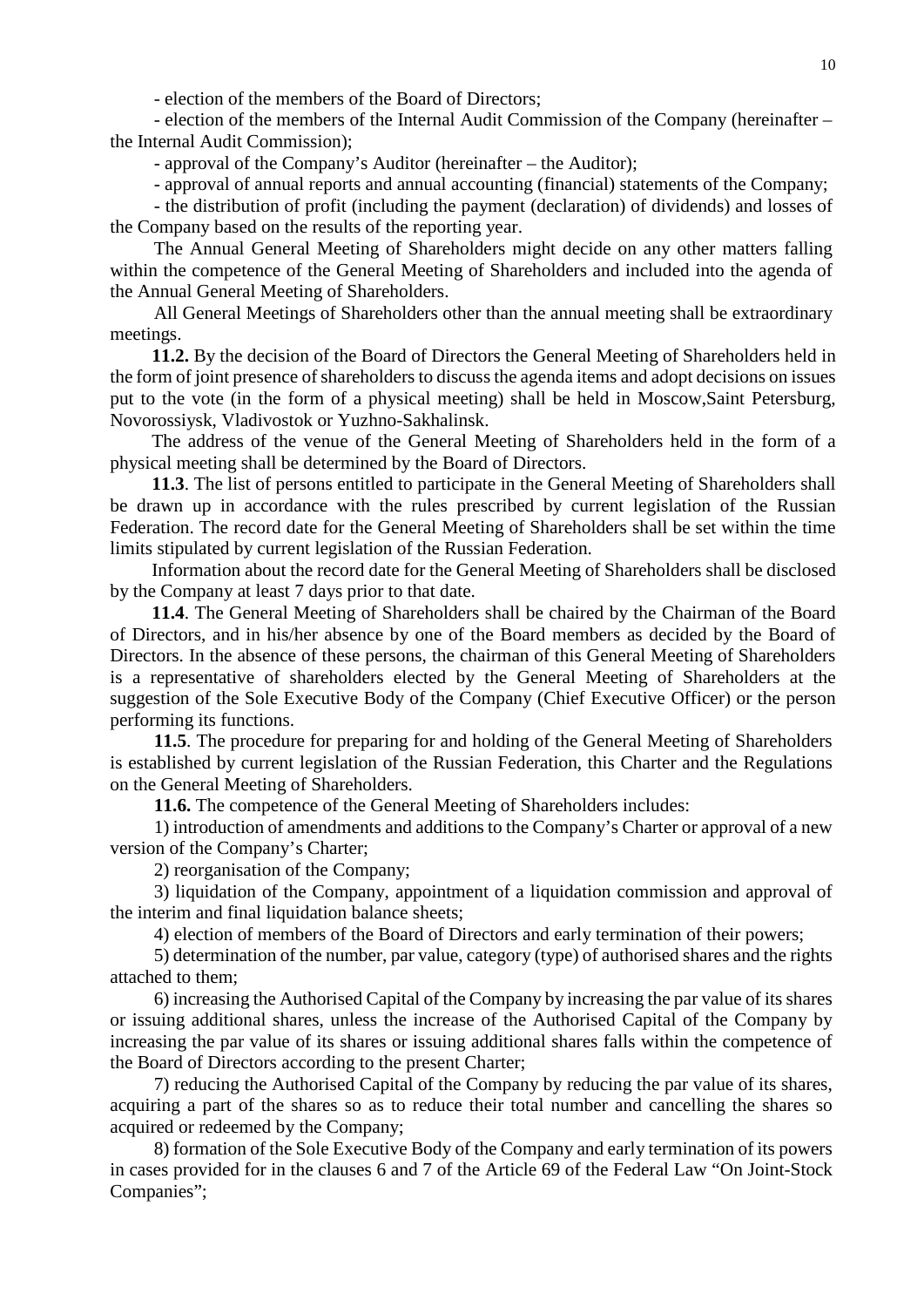- election of the members of the Board of Directors;

- election of the members of the Internal Audit Commission of the Company (hereinafter – the Internal Audit Commission);

- approval of the Company's Auditor (hereinafter – the Auditor);

- approval of annual reports and annual accounting (financial) statements of the Company;

- the distribution of profit (including the payment (declaration) of dividends) and losses of the Company based on the results of the reporting year.

The Annual General Meeting of Shareholders might decide on any other matters falling within the competence of the General Meeting of Shareholders and included into the agenda of the Annual General Meeting of Shareholders.

All General Meetings of Shareholders other than the annual meeting shall be extraordinary meetings.

**11.2.** By the decision of the Board of Directors the General Meeting of Shareholders held in the form of joint presence of shareholders to discuss the agenda items and adopt decisions on issues put to the vote (in the form of a physical meeting) shall be held in Moscow,Saint Petersburg, Novorossiysk, Vladivostok or Yuzhno-Sakhalinsk.

The address of the venue of the General Meeting of Shareholders held in the form of a physical meeting shall be determined by the Board of Directors.

**11.3**. The list of persons entitled to participate in the General Meeting of Shareholders shall be drawn up in accordance with the rules prescribed by current legislation of the Russian Federation. The record date for the General Meeting of Shareholders shall be set within the time limits stipulated by current legislation of the Russian Federation.

Information about the record date for the General Meeting of Shareholders shall be disclosed by the Company at least 7 days prior to that date.

**11.4**. The General Meeting of Shareholders shall be chaired by the Chairman of the Board of Directors, and in his/her absence by one of the Board members as decided by the Board of Directors. In the absence of these persons, the chairman of this General Meeting of Shareholders is a representative of shareholders elected by the General Meeting of Shareholders at the suggestion of the Sole Executive Body of the Company (Chief Executive Officer) or the person performing its functions.

**11.5**. The procedure for preparing for and holding of the General Meeting of Shareholders is established by current legislation of the Russian Federation, this Charter and the Regulations on the General Meeting of Shareholders.

**11.6.** The competence of the General Meeting of Shareholders includes:

1) introduction of amendments and additions to the Company's Charter or approval of a new version of the Company's Charter;

2) reorganisation of the Company;

3) liquidation of the Company, appointment of a liquidation commission and approval of the interim and final liquidation balance sheets;

4) election of members of the Board of Directors and early termination of their powers;

5) determination of the number, par value, category (type) of authorised shares and the rights attached to them;

6) increasing the Authorised Capital of the Company by increasing the par value of its shares or issuing additional shares, unless the increase of the Authorised Capital of the Company by increasing the par value of its shares or issuing additional shares falls within the competence of the Board of Directors according to the present Charter;

7) reducing the Authorised Capital of the Company by reducing the par value of its shares, acquiring a part of the shares so as to reduce their total number and cancelling the shares so acquired or redeemed by the Company;

8) formation of the Sole Executive Body of the Company and early termination of its powers in cases provided for in the clauses 6 and 7 of the Article 69 of the Federal Law "On Joint-Stock Companies";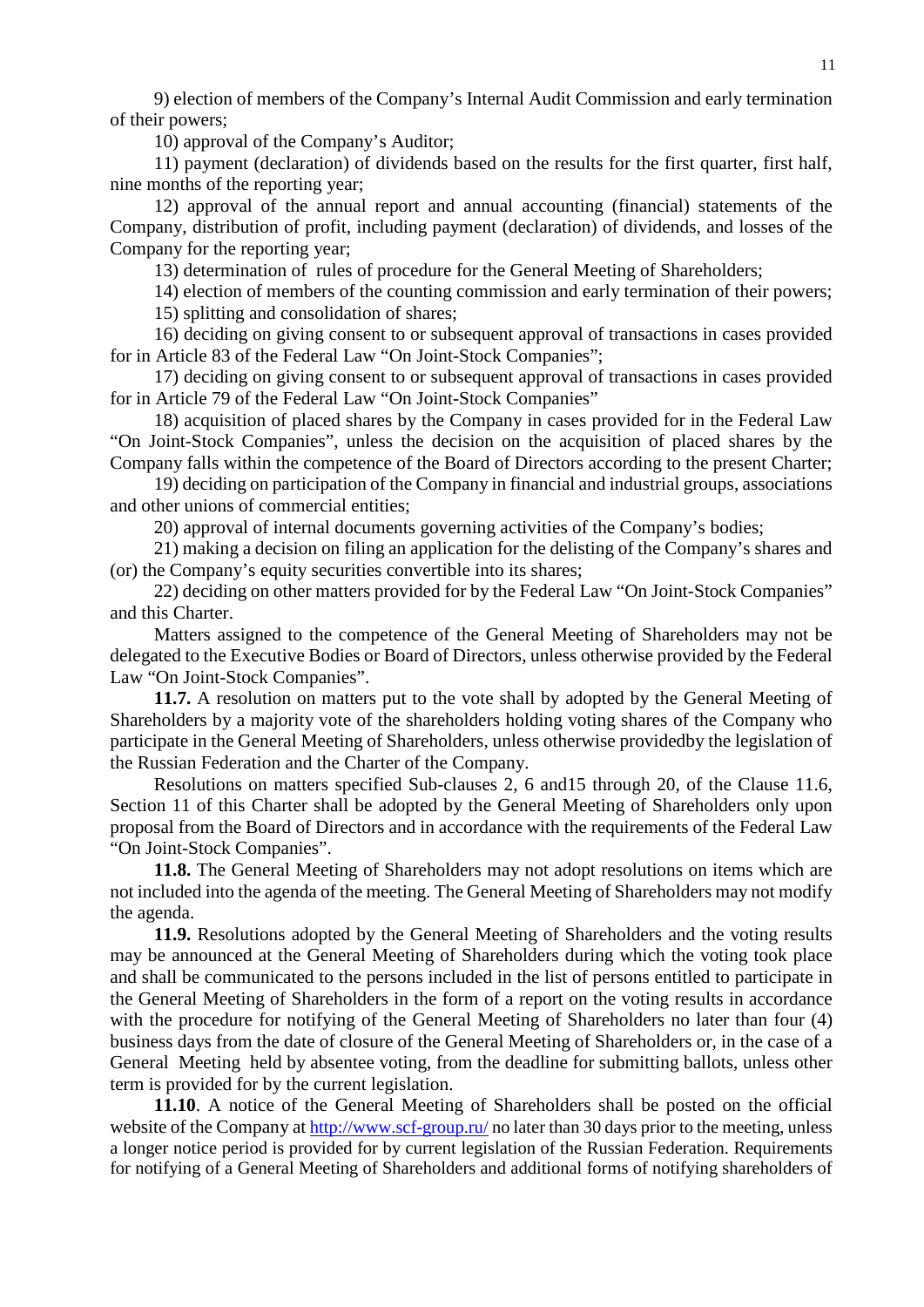9) election of members of the Company's Internal Audit Commission and early termination of their powers;

10) approval of the Company's Auditor;

11) payment (declaration) of dividends based on the results for the first quarter, first half, nine months of the reporting year;

12) approval of the annual report and annual accounting (financial) statements of the Company, distribution of profit, including payment (declaration) of dividends, and losses of the Company for the reporting year;

13) determination of rules of procedure for the General Meeting of Shareholders;

14) election of members of the counting commission and early termination of their powers;

15) splitting and consolidation of shares;

16) deciding on giving consent to or subsequent approval of transactions in cases provided for in Article 83 of the Federal Law "On Joint-Stock Companies";

17) deciding on giving consent to or subsequent approval of transactions in cases provided for in Article 79 of the Federal Law "On Joint-Stock Companies"

18) acquisition of placed shares by the Company in cases provided for in the Federal Law "On Joint-Stock Companies", unless the decision on the acquisition of placed shares by the Company falls within the competence of the Board of Directors according to the present Charter;

19) deciding on participation of the Company in financial and industrial groups, associations and other unions of commercial entities;

20) approval of internal documents governing activities of the Company's bodies;

21) making a decision on filing an application for the delisting of the Company's shares and (or) the Company's equity securities convertible into its shares;

22) deciding on other matters provided for by the Federal Law "On Joint-Stock Companies" and this Charter.

Matters assigned to the competence of the General Meeting of Shareholders may not be delegated to the Executive Bodies or Board of Directors, unless otherwise provided by the Federal Law "On Joint-Stock Companies".

**11.7.** A resolution on matters put to the vote shall by adopted by the General Meeting of Shareholders by a majority vote of the shareholders holding voting shares of the Company who participate in the General Meeting of Shareholders, unless otherwise providedby the legislation of the Russian Federation and the Charter of the Company.

Resolutions on matters specified Sub-clauses 2, 6 and15 through 20, of the Clause 11.6, Section 11 of this Charter shall be adopted by the General Meeting of Shareholders only upon proposal from the Board of Directors and in accordance with the requirements of the Federal Law "On Joint-Stock Companies".

**11.8.** The General Meeting of Shareholders may not adopt resolutions on items which are not included into the agenda of the meeting. The General Meeting of Shareholders may not modify the agenda.

**11.9.** Resolutions adopted by the General Meeting of Shareholders and the voting results may be announced at the General Meeting of Shareholders during which the voting took place and shall be communicated to the persons included in the list of persons entitled to participate in the General Meeting of Shareholders in the form of a report on the voting results in accordance with the procedure for notifying of the General Meeting of Shareholders no later than four (4) business days from the date of closure of the General Meeting of Shareholders or, in the case of a General Meeting held by absentee voting, from the deadline for submitting ballots, unless other term is provided for by the current legislation.

**11.10**. A notice of the General Meeting of Shareholders shall be posted on the official website of the Company at http://www.scf-group.ru/ no later than 30 days prior to the meeting, unless a longer notice period is provided for by current legislation of the Russian Federation. Requirements for notifying of a General Meeting of Shareholders and additional forms of notifying shareholders of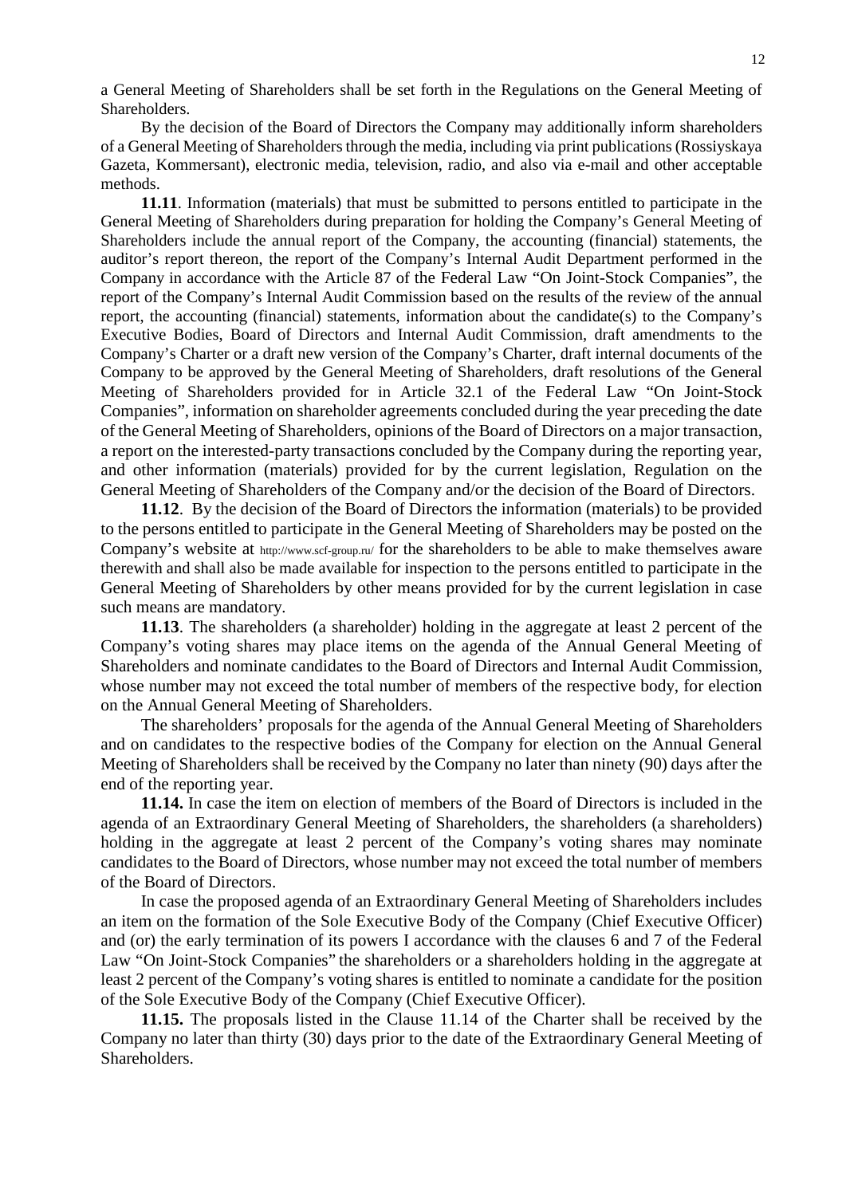a General Meeting of Shareholders shall be set forth in the Regulations on the General Meeting of Shareholders.

By the decision of the Board of Directors the Company may additionally inform shareholders of a General Meeting of Shareholders through the media, including via print publications (Rossiyskaya Gazeta, Kommersant), electronic media, television, radio, and also via e-mail and other acceptable methods.

**11.11**. Information (materials) that must be submitted to persons entitled to participate in the General Meeting of Shareholders during preparation for holding the Company's General Meeting of Shareholders include the annual report of the Company, the accounting (financial) statements, the auditor's report thereon, the report of the Company's Internal Audit Department performed in the Company in accordance with the Article 87 of the Federal Law "On Joint-Stock Companies", the report of the Company's Internal Audit Commission based on the results of the review of the annual report, the accounting (financial) statements, information about the candidate(s) to the Company's Executive Bodies, Board of Directors and Internal Audit Commission, draft amendments to the Company's Charter or a draft new version of the Company's Charter, draft internal documents of the Company to be approved by the General Meeting of Shareholders, draft resolutions of the General Meeting of Shareholders provided for in Article 32.1 of the Federal Law "On Joint-Stock Companies", information on shareholder agreements concluded during the year preceding the date of the General Meeting of Shareholders, opinions of the Board of Directors on a major transaction, a report on the interested-party transactions concluded by the Company during the reporting year, and other information (materials) provided for by the current legislation, Regulation on the General Meeting of Shareholders of the Company and/or the decision of the Board of Directors.

**11.12**. By the decision of the Board of Directors the information (materials) to be provided to the persons entitled to participate in the General Meeting of Shareholders may be posted on the Company's website at http://www.scf-group.ru/ for the shareholders to be able to make themselves aware therewith and shall also be made available for inspection to the persons entitled to participate in the General Meeting of Shareholders by other means provided for by the current legislation in case such means are mandatory.

**11.13**. The shareholders (a shareholder) holding in the aggregate at least 2 percent of the Company's voting shares may place items on the agenda of the Annual General Meeting of Shareholders and nominate candidates to the Board of Directors and Internal Audit Commission, whose number may not exceed the total number of members of the respective body, for election on the Annual General Meeting of Shareholders.

The shareholders' proposals for the agenda of the Annual General Meeting of Shareholders and on candidates to the respective bodies of the Company for election on the Annual General Meeting of Shareholders shall be received by the Company no later than ninety (90) days after the end of the reporting year.

**11.14.** In case the item on election of members of the Board of Directors is included in the agenda of an Extraordinary General Meeting of Shareholders, the shareholders (a shareholders) holding in the aggregate at least 2 percent of the Company's voting shares may nominate candidates to the Board of Directors, whose number may not exceed the total number of members of the Board of Directors.

In case the proposed agenda of an Extraordinary General Meeting of Shareholders includes an item on the formation of the Sole Executive Body of the Company (Chief Executive Officer) and (or) the early termination of its powers I accordance with the clauses 6 and 7 of the Federal Law "On Joint-Stock Companies" the shareholders or a shareholders holding in the aggregate at least 2 percent of the Company's voting shares is entitled to nominate a candidate for the position of the Sole Executive Body of the Company (Chief Executive Officer).

**11.15.** The proposals listed in the Clause 11.14 of the Charter shall be received by the Company no later than thirty (30) days prior to the date of the Extraordinary General Meeting of Shareholders.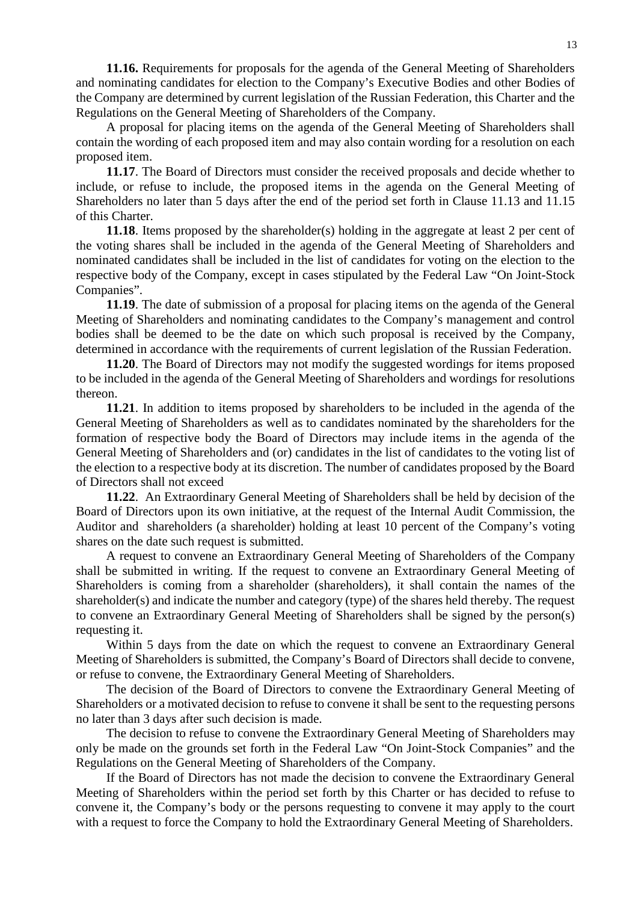**11.16.** Requirements for proposals for the agenda of the General Meeting of Shareholders and nominating candidates for election to the Company's Executive Bodies and other Bodies of the Company are determined by current legislation of the Russian Federation, this Charter and the Regulations on the General Meeting of Shareholders of the Company.

A proposal for placing items on the agenda of the General Meeting of Shareholders shall contain the wording of each proposed item and may also contain wording for a resolution on each proposed item.

**11.17**. The Board of Directors must consider the received proposals and decide whether to include, or refuse to include, the proposed items in the agenda on the General Meeting of Shareholders no later than 5 days after the end of the period set forth in Clause 11.13 and 11.15 of this Charter.

**11.18**. Items proposed by the shareholder(s) holding in the aggregate at least 2 per cent of the voting shares shall be included in the agenda of the General Meeting of Shareholders and nominated candidates shall be included in the list of candidates for voting on the election to the respective body of the Company, except in cases stipulated by the Federal Law "On Joint-Stock Companies".

**11.19**. The date of submission of a proposal for placing items on the agenda of the General Meeting of Shareholders and nominating candidates to the Company's management and control bodies shall be deemed to be the date on which such proposal is received by the Company, determined in accordance with the requirements of current legislation of the Russian Federation.

**11.20**. The Board of Directors may not modify the suggested wordings for items proposed to be included in the agenda of the General Meeting of Shareholders and wordings for resolutions thereon.

**11.21**. In addition to items proposed by shareholders to be included in the agenda of the General Meeting of Shareholders as well as to candidates nominated by the shareholders for the formation of respective body the Board of Directors may include items in the agenda of the General Meeting of Shareholders and (or) candidates in the list of candidates to the voting list of the election to a respective body at its discretion. The number of candidates proposed by the Board of Directors shall not exceed

**11.22**. An Extraordinary General Meeting of Shareholders shall be held by decision of the Board of Directors upon its own initiative, at the request of the Internal Audit Commission, the Auditor and shareholders (a shareholder) holding at least 10 percent of the Company's voting shares on the date such request is submitted.

A request to convene an Extraordinary General Meeting of Shareholders of the Company shall be submitted in writing. If the request to convene an Extraordinary General Meeting of Shareholders is coming from a shareholder (shareholders), it shall contain the names of the shareholder(s) and indicate the number and category (type) of the shares held thereby. The request to convene an Extraordinary General Meeting of Shareholders shall be signed by the person(s) requesting it.

Within 5 days from the date on which the request to convene an Extraordinary General Meeting of Shareholders is submitted, the Company's Board of Directors shall decide to convene, or refuse to convene, the Extraordinary General Meeting of Shareholders.

The decision of the Board of Directors to convene the Extraordinary General Meeting of Shareholders or a motivated decision to refuse to convene it shall be sent to the requesting persons no later than 3 days after such decision is made.

The decision to refuse to convene the Extraordinary General Meeting of Shareholders may only be made on the grounds set forth in the Federal Law "On Joint-Stock Companies" and the Regulations on the General Meeting of Shareholders of the Company.

If the Board of Directors has not made the decision to convene the Extraordinary General Meeting of Shareholders within the period set forth by this Charter or has decided to refuse to convene it, the Company's body or the persons requesting to convene it may apply to the court with a request to force the Company to hold the Extraordinary General Meeting of Shareholders.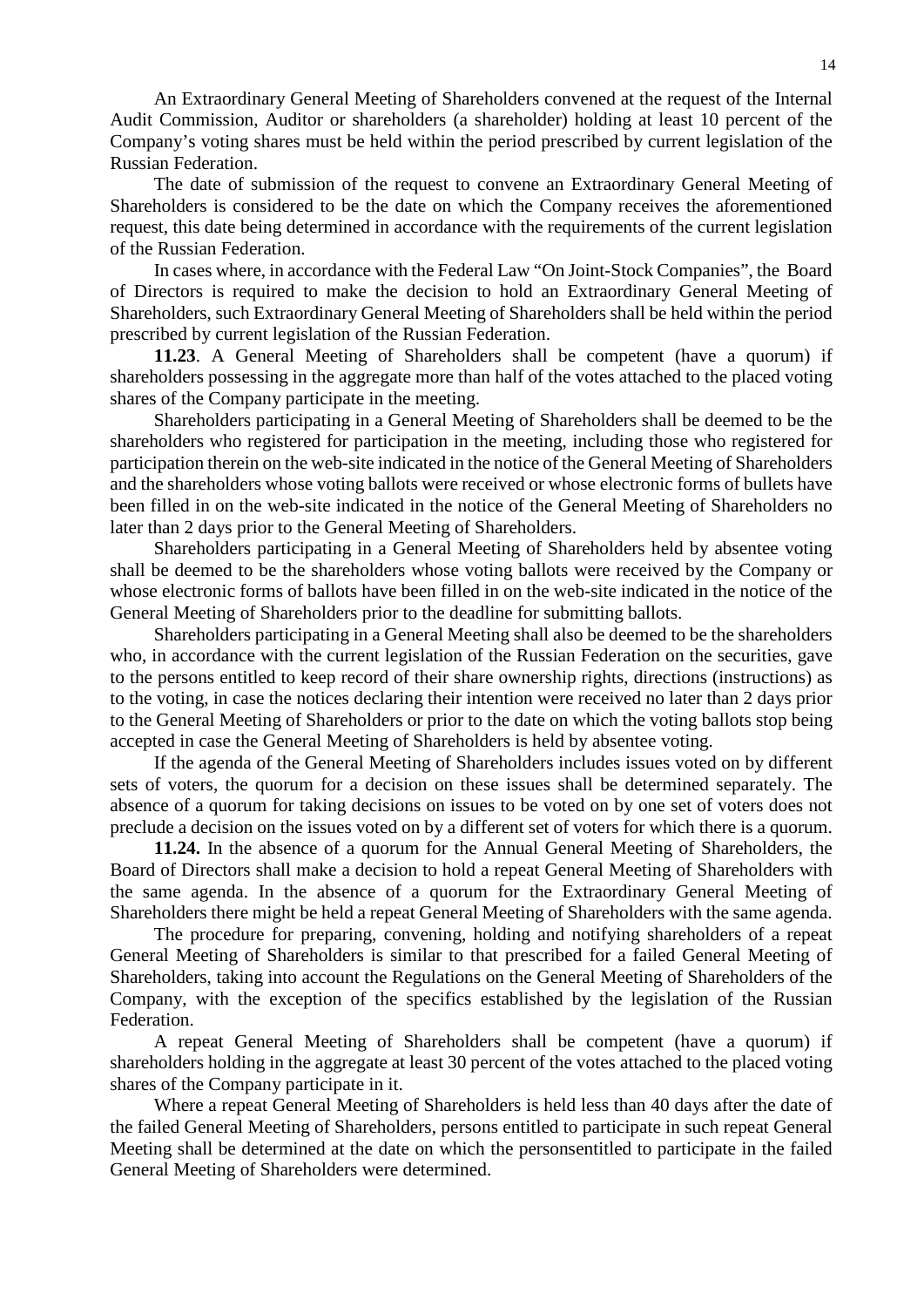An Extraordinary General Meeting of Shareholders convened at the request of the Internal Audit Commission, Auditor or shareholders (a shareholder) holding at least 10 percent of the Company's voting shares must be held within the period prescribed by current legislation of the Russian Federation.

The date of submission of the request to convene an Extraordinary General Meeting of Shareholders is considered to be the date on which the Company receives the aforementioned request, this date being determined in accordance with the requirements of the current legislation of the Russian Federation.

In cases where, in accordance with the Federal Law "On Joint-Stock Companies", the Board of Directors is required to make the decision to hold an Extraordinary General Meeting of Shareholders, such Extraordinary General Meeting of Shareholders shall be held within the period prescribed by current legislation of the Russian Federation.

**11.23**. A General Meeting of Shareholders shall be competent (have a quorum) if shareholders possessing in the aggregate more than half of the votes attached to the placed voting shares of the Company participate in the meeting.

Shareholders participating in a General Meeting of Shareholders shall be deemed to be the shareholders who registered for participation in the meeting, including those who registered for participation therein on the web-site indicated in the notice of the General Meeting of Shareholders and the shareholders whose voting ballots were received or whose electronic forms of bullets have been filled in on the web-site indicated in the notice of the General Meeting of Shareholders no later than 2 days prior to the General Meeting of Shareholders.

Shareholders participating in a General Meeting of Shareholders held by absentee voting shall be deemed to be the shareholders whose voting ballots were received by the Company or whose electronic forms of ballots have been filled in on the web-site indicated in the notice of the General Meeting of Shareholders prior to the deadline for submitting ballots.

Shareholders participating in a General Meeting shall also be deemed to be the shareholders who, in accordance with the current legislation of the Russian Federation on the securities, gave to the persons entitled to keep record of their share ownership rights, directions (instructions) as to the voting, in case the notices declaring their intention were received no later than 2 days prior to the General Meeting of Shareholders or prior to the date on which the voting ballots stop being accepted in case the General Meeting of Shareholders is held by absentee voting.

If the agenda of the General Meeting of Shareholders includes issues voted on by different sets of voters, the quorum for a decision on these issues shall be determined separately. The absence of a quorum for taking decisions on issues to be voted on by one set of voters does not preclude a decision on the issues voted on by a different set of voters for which there is a quorum.

**11.24.** In the absence of a quorum for the Annual General Meeting of Shareholders, the Board of Directors shall make a decision to hold a repeat General Meeting of Shareholders with the same agenda. In the absence of a quorum for the Extraordinary General Meeting of Shareholders there might be held a repeat General Meeting of Shareholders with the same agenda.

The procedure for preparing, convening, holding and notifying shareholders of a repeat General Meeting of Shareholders is similar to that prescribed for a failed General Meeting of Shareholders, taking into account the Regulations on the General Meeting of Shareholders of the Company, with the exception of the specifics established by the legislation of the Russian Federation.

A repeat General Meeting of Shareholders shall be competent (have a quorum) if shareholders holding in the aggregate at least 30 percent of the votes attached to the placed voting shares of the Company participate in it.

Where a repeat General Meeting of Shareholders is held less than 40 days after the date of the failed General Meeting of Shareholders, persons entitled to participate in such repeat General Meeting shall be determined at the date on which the personsentitled to participate in the failed General Meeting of Shareholders were determined.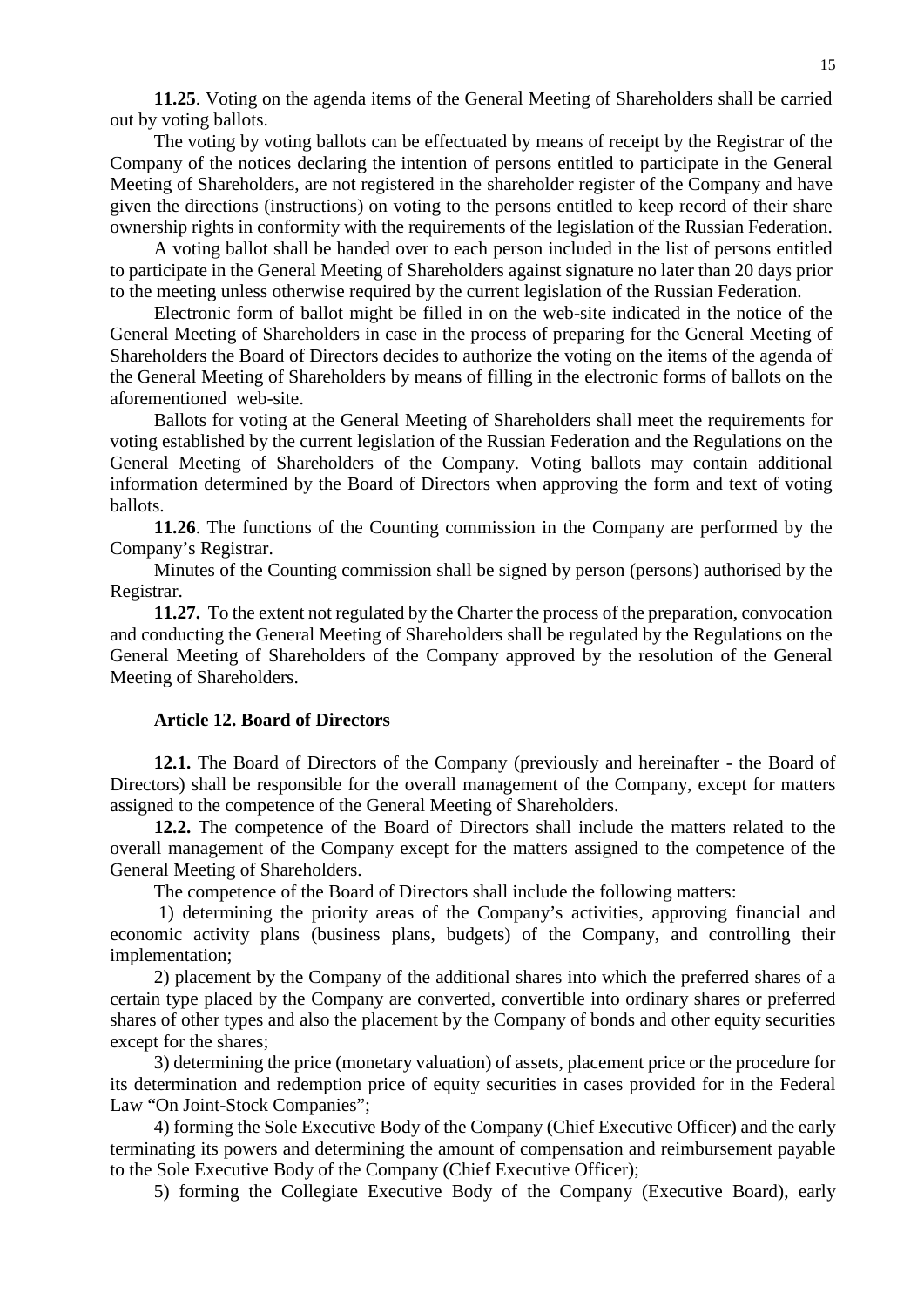**11.25**. Voting on the agenda items of the General Meeting of Shareholders shall be carried out by voting ballots.

The voting by voting ballots can be effectuated by means of receipt by the Registrar of the Company of the notices declaring the intention of persons entitled to participate in the General Meeting of Shareholders, are not registered in the shareholder register of the Company and have given the directions (instructions) on voting to the persons entitled to keep record of their share ownership rights in conformity with the requirements of the legislation of the Russian Federation.

A voting ballot shall be handed over to each person included in the list of persons entitled to participate in the General Meeting of Shareholders against signature no later than 20 days prior to the meeting unless otherwise required by the current legislation of the Russian Federation.

Electronic form of ballot might be filled in on the web-site indicated in the notice of the General Meeting of Shareholders in case in the process of preparing for the General Meeting of Shareholders the Board of Directors decides to authorize the voting on the items of the agenda of the General Meeting of Shareholders by means of filling in the electronic forms of ballots on the aforementioned web-site.

Ballots for voting at the General Meeting of Shareholders shall meet the requirements for voting established by the current legislation of the Russian Federation and the Regulations on the General Meeting of Shareholders of the Company. Voting ballots may contain additional information determined by the Board of Directors when approving the form and text of voting ballots.

**11.26**. The functions of the Counting commission in the Company are performed by the Company's Registrar.

Minutes of the Counting commission shall be signed by person (persons) authorised by the Registrar.

**11.27.** To the extent not regulated by the Charter the process of the preparation, convocation and conducting the General Meeting of Shareholders shall be regulated by the Regulations on the General Meeting of Shareholders of the Company approved by the resolution of the General Meeting of Shareholders.

## Article 12. Board of Directors

**12.1.** The Board of Directors of the Company (previously and hereinafter - the Board of Directors) shall be responsible for the overall management of the Company, except for matters assigned to the competence of the General Meeting of Shareholders.

**12.2.** The competence of the Board of Directors shall include the matters related to the overall management of the Company except for the matters assigned to the competence of the General Meeting of Shareholders.

The competence of the Board of Directors shall include the following matters:

1) determining the priority areas of the Company's activities, approving financial and economic activity plans (business plans, budgets) of the Company, and controlling their implementation;

2) placement by the Company of the additional shares into which the preferred shares of a certain type placed by the Company are converted, convertible into ordinary shares or preferred shares of other types and also the placement by the Company of bonds and other equity securities except for the shares;

3) determining the price (monetary valuation) of assets, placement price or the procedure for its determination and redemption price of equity securities in cases provided for in the Federal Law "On Joint-Stock Companies";

4) forming the Sole Executive Body of the Company (Chief Executive Officer) and the early terminating its powers and determining the amount of compensation and reimbursement payable to the Sole Executive Body of the Company (Chief Executive Officer);

5) forming the Collegiate Executive Body of the Company (Executive Board), early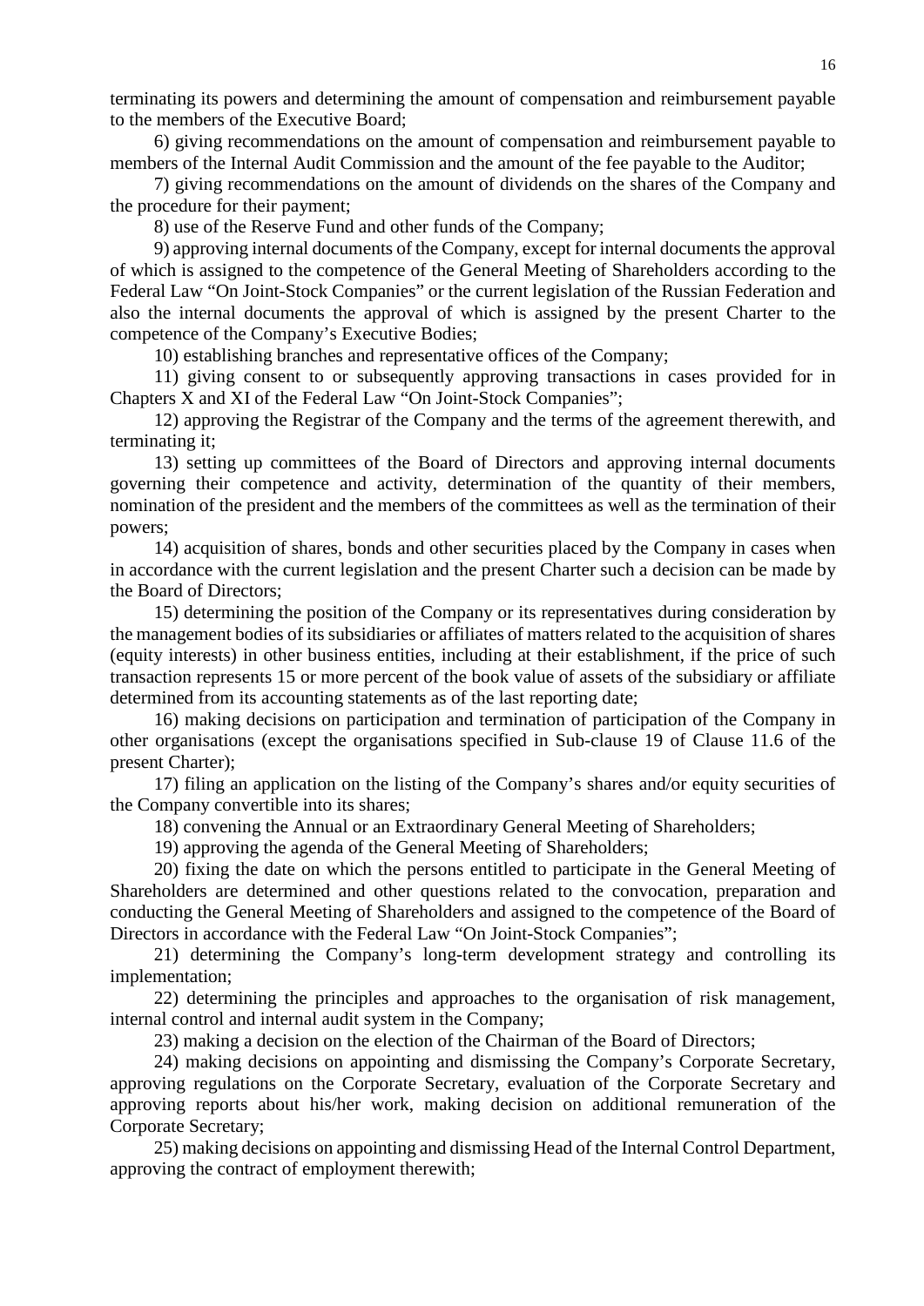terminating its powers and determining the amount of compensation and reimbursement payable to the members of the Executive Board;

6) giving recommendations on the amount of compensation and reimbursement payable to members of the Internal Audit Commission and the amount of the fee payable to the Auditor;

7) giving recommendations on the amount of dividends on the shares of the Company and the procedure for their payment;

8) use of the Reserve Fund and other funds of the Company;

9) approving internal documents of the Company, except for internal documents the approval of which is assigned to the competence of the General Meeting of Shareholders according to the Federal Law "On Joint-Stock Companies" or the current legislation of the Russian Federation and also the internal documents the approval of which is assigned by the present Charter to the competence of the Company's Executive Bodies;

10) establishing branches and representative offices of the Company;

11) giving consent to or subsequently approving transactions in cases provided for in Chapters X and XI of the Federal Law "On Joint-Stock Companies";

12) approving the Registrar of the Company and the terms of the agreement therewith, and terminating it;

13) setting up committees of the Board of Directors and approving internal documents governing their competence and activity, determination of the quantity of their members, nomination of the president and the members of the committees as well as the termination of their powers;

14) acquisition of shares, bonds and other securities placed by the Company in cases when in accordance with the current legislation and the present Charter such a decision can be made by the Board of Directors;

15) determining the position of the Company or its representatives during consideration by the management bodies of its subsidiaries or affiliates of matters related to the acquisition of shares (equity interests) in other business entities, including at their establishment, if the price of such transaction represents 15 or more percent of the book value of assets of the subsidiary or affiliate determined from its accounting statements as of the last reporting date;

16) making decisions on participation and termination of participation of the Company in other organisations (except the organisations specified in Sub-clause 19 of Clause 11.6 of the present Charter);

17) filing an application on the listing of the Company's shares and/or equity securities of the Company convertible into its shares;

18) convening the Annual or an Extraordinary General Meeting of Shareholders;

19) approving the agenda of the General Meeting of Shareholders;

20) fixing the date on which the persons entitled to participate in the General Meeting of Shareholders are determined and other questions related to the convocation, preparation and conducting the General Meeting of Shareholders and assigned to the competence of the Board of Directors in accordance with the Federal Law "On Joint-Stock Companies";

21) determining the Company's long-term development strategy and controlling its implementation;

22) determining the principles and approaches to the organisation of risk management, internal control and internal audit system in the Company;

23) making a decision on the election of the Chairman of the Board of Directors;

24) making decisions on appointing and dismissing the Company's Corporate Secretary, approving regulations on the Corporate Secretary, evaluation of the Corporate Secretary and approving reports about his/her work, making decision on additional remuneration of the Corporate Secretary;

25) making decisions on appointing and dismissing Head of the Internal Control Department, approving the contract of employment therewith;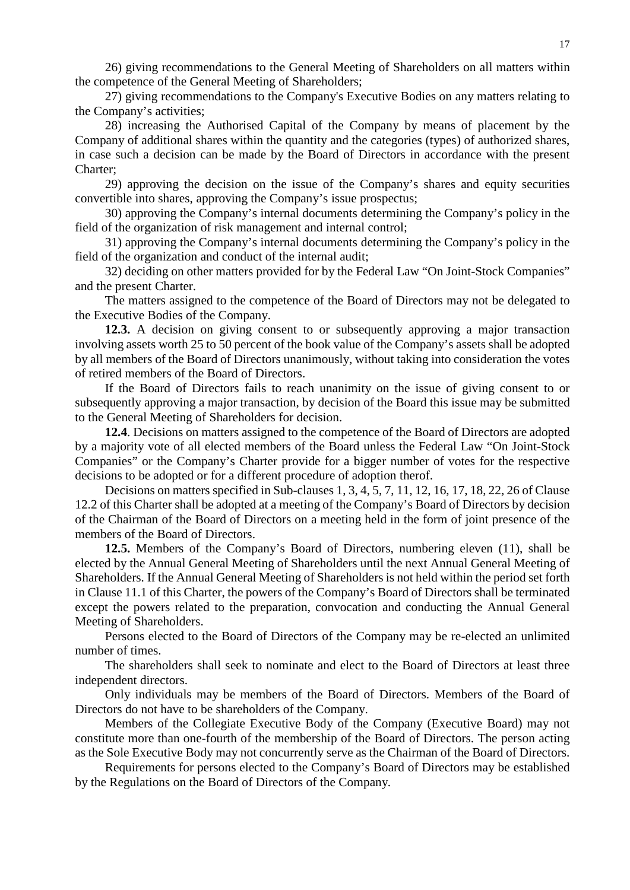26) giving recommendations to the General Meeting of Shareholders on all matters within the competence of the General Meeting of Shareholders;

27) giving recommendations to the Company's Executive Bodies on any matters relating to the Company's activities;

28) increasing the Authorised Capital of the Company by means of placement by the Company of additional shares within the quantity and the categories (types) of authorized shares, in case such a decision can be made by the Board of Directors in accordance with the present Charter;

29) approving the decision on the issue of the Company's shares and equity securities convertible into shares, approving the Company's issue prospectus;

30) approving the Company's internal documents determining the Company's policy in the field of the organization of risk management and internal control;

31) approving the Company's internal documents determining the Company's policy in the field of the organization and conduct of the internal audit;

32) deciding on other matters provided for by the Federal Law "On Joint-Stock Companies" and the present Charter.

The matters assigned to the competence of the Board of Directors may not be delegated to the Executive Bodies of the Company.

**12.3.** A decision on giving consent to or subsequently approving a major transaction involving assets worth 25 to 50 percent of the book value of the Company's assets shall be adopted by all members of the Board of Directors unanimously, without taking into consideration the votes of retired members of the Board of Directors.

If the Board of Directors fails to reach unanimity on the issue of giving consent to or subsequently approving a major transaction, by decision of the Board this issue may be submitted to the General Meeting of Shareholders for decision.

**12.4**. Decisions on matters assigned to the competence of the Board of Directors are adopted by a majority vote of all elected members of the Board unless the Federal Law "On Joint-Stock Companies" or the Company's Charter provide for a bigger number of votes for the respective decisions to be adopted or for a different procedure of adoption therof.

Decisions on matters specified in Sub-clauses 1, 3, 4, 5, 7, 11, 12, 16, 17, 18, 22, 26 of Clause 12.2 of this Charter shall be adopted at a meeting of the Company's Board of Directors by decision of the Chairman of the Board of Directors on a meeting held in the form of joint presence of the members of the Board of Directors.

**12.5.** Members of the Company's Board of Directors, numbering eleven (11), shall be elected by the Annual General Meeting of Shareholders until the next Annual General Meeting of Shareholders. If the Annual General Meeting of Shareholders is not held within the period set forth in Clause 11.1 of this Charter, the powers of the Company's Board of Directors shall be terminated except the powers related to the preparation, convocation and conducting the Annual General Meeting of Shareholders.

Persons elected to the Board of Directors of the Company may be re-elected an unlimited number of times.

The shareholders shall seek to nominate and elect to the Board of Directors at least three independent directors.

Only individuals may be members of the Board of Directors. Members of the Board of Directors do not have to be shareholders of the Company.

Members of the Collegiate Executive Body of the Company (Executive Board) may not constitute more than one-fourth of the membership of the Board of Directors. The person acting as the Sole Executive Body may not concurrently serve as the Chairman of the Board of Directors.

Requirements for persons elected to the Company's Board of Directors may be established by the Regulations on the Board of Directors of the Company.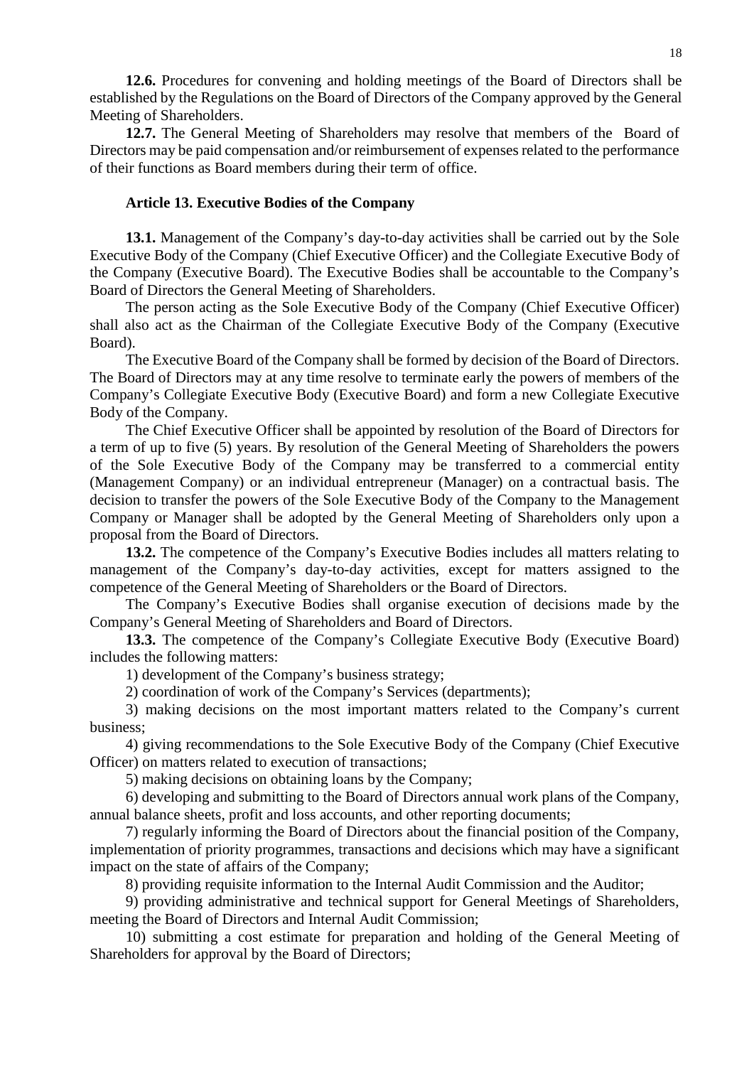**12.6.** Procedures for convening and holding meetings of the Board of Directors shall be established by the Regulations on the Board of Directors of the Company approved by the General Meeting of Shareholders.

**12.7.** The General Meeting of Shareholders may resolve that members of the Board of Directors may be paid compensation and/or reimbursement of expenses related to the performance of their functions as Board members during their term of office.

### Article 13. Executive Bodies of the Company

**13.1.** Management of the Company's day-to-day activities shall be carried out by the Sole Executive Body of the Company (Chief Executive Officer) and the Collegiate Executive Body of the Company (Executive Board). The Executive Bodies shall be accountable to the Company's Board of Directors the General Meeting of Shareholders.

The person acting as the Sole Executive Body of the Company (Chief Executive Officer) shall also act as the Chairman of the Collegiate Executive Body of the Company (Executive Board).

The Executive Board of the Company shall be formed by decision of the Board of Directors. The Board of Directors may at any time resolve to terminate early the powers of members of the Company's Collegiate Executive Body (Executive Board) and form a new Collegiate Executive Body of the Company.

The Chief Executive Officer shall be appointed by resolution of the Board of Directors for a term of up to five (5) years. By resolution of the General Meeting of Shareholders the powers of the Sole Executive Body of the Company may be transferred to a commercial entity (Management Company) or an individual entrepreneur (Manager) on a contractual basis. The decision to transfer the powers of the Sole Executive Body of the Company to the Management Company or Manager shall be adopted by the General Meeting of Shareholders only upon a proposal from the Board of Directors.

**13.2.** The competence of the Company's Executive Bodies includes all matters relating to management of the Company's day-to-day activities, except for matters assigned to the competence of the General Meeting of Shareholders or the Board of Directors.

The Company's Executive Bodies shall organise execution of decisions made by the Company's General Meeting of Shareholders and Board of Directors.

**13.3.** The competence of the Company's Collegiate Executive Body (Executive Board) includes the following matters:

1) development of the Company's business strategy;

2) coordination of work of the Company's Services (departments);

3) making decisions on the most important matters related to the Company's current business;

4) giving recommendations to the Sole Executive Body of the Company (Chief Executive Officer) on matters related to execution of transactions;

5) making decisions on obtaining loans by the Company;

6) developing and submitting to the Board of Directors annual work plans of the Company, annual balance sheets, profit and loss accounts, and other reporting documents;

7) regularly informing the Board of Directors about the financial position of the Company, implementation of priority programmes, transactions and decisions which may have a significant impact on the state of affairs of the Company;

8) providing requisite information to the Internal Audit Commission and the Auditor;

9) providing administrative and technical support for General Meetings of Shareholders, meeting the Board of Directors and Internal Audit Commission;

10) submitting a cost estimate for preparation and holding of the General Meeting of Shareholders for approval by the Board of Directors;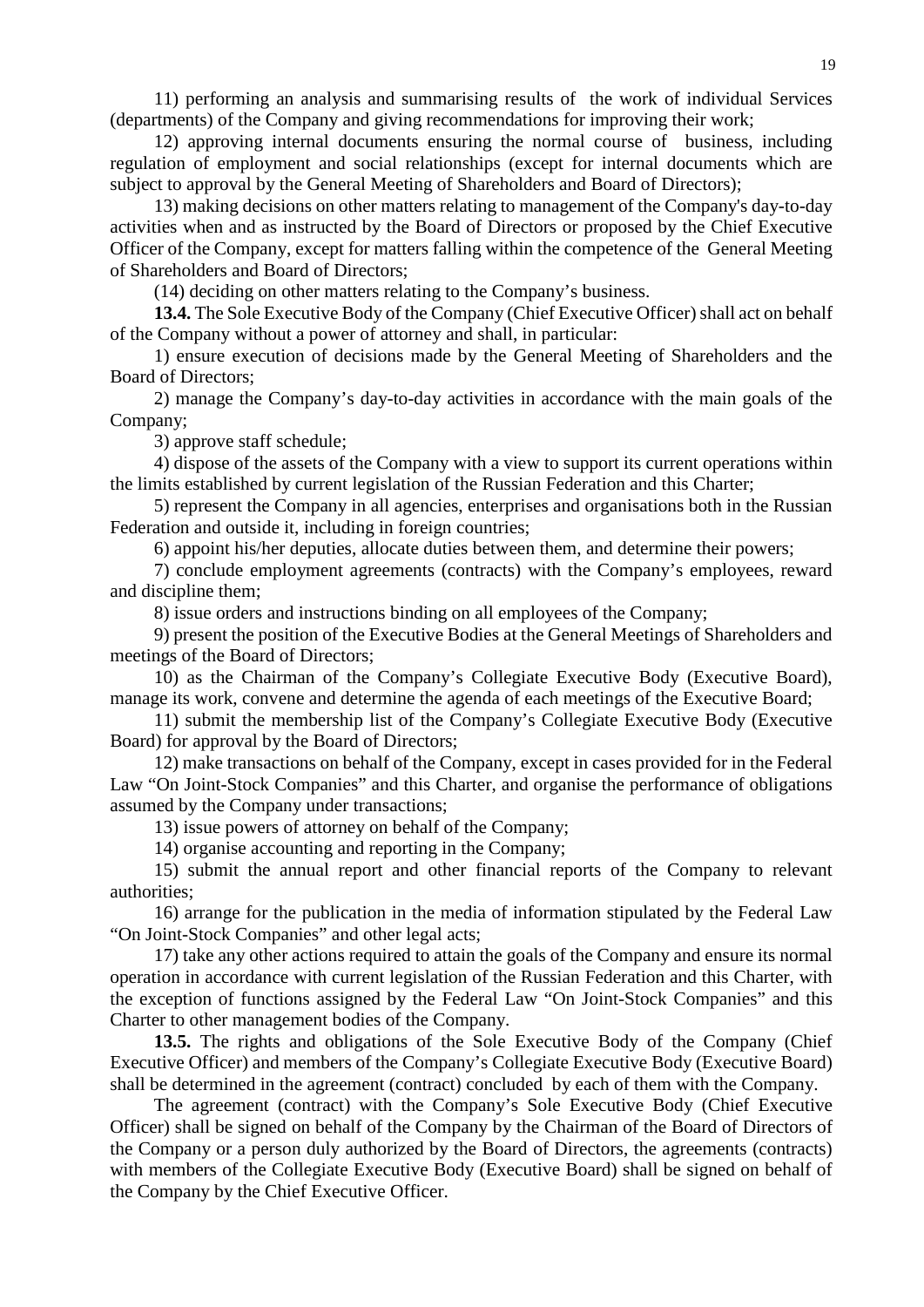11) performing an analysis and summarising results of the work of individual Services (departments) of the Company and giving recommendations for improving their work;

12) approving internal documents ensuring the normal course of business, including regulation of employment and social relationships (except for internal documents which are subject to approval by the General Meeting of Shareholders and Board of Directors);

13) making decisions on other matters relating to management of the Company's day-to-day activities when and as instructed by the Board of Directors or proposed by the Chief Executive Officer of the Company, except for matters falling within the competence of the General Meeting of Shareholders and Board of Directors;

(14) deciding on other matters relating to the Company's business.

**13.4.** The Sole Executive Body of the Company (Chief Executive Officer) shall act on behalf of the Company without a power of attorney and shall, in particular:

1) ensure execution of decisions made by the General Meeting of Shareholders and the Board of Directors;

2) manage the Company's day-to-day activities in accordance with the main goals of the Company;

3) approve staff schedule;

4) dispose of the assets of the Company with a view to support its current operations within the limits established by current legislation of the Russian Federation and this Charter;

5) represent the Company in all agencies, enterprises and organisations both in the Russian Federation and outside it, including in foreign countries;

6) appoint his/her deputies, allocate duties between them, and determine their powers;

7) conclude employment agreements (contracts) with the Company's employees, reward and discipline them;

8) issue orders and instructions binding on all employees of the Company;

9) present the position of the Executive Bodies at the General Meetings of Shareholders and meetings of the Board of Directors;

10) as the Chairman of the Company's Collegiate Executive Body (Executive Board), manage its work, convene and determine the agenda of each meetings of the Executive Board;

11) submit the membership list of the Company's Collegiate Executive Body (Executive Board) for approval by the Board of Directors;

12) make transactions on behalf of the Company, except in cases provided for in the Federal Law "On Joint-Stock Companies" and this Charter, and organise the performance of obligations assumed by the Company under transactions;

13) issue powers of attorney on behalf of the Company;

14) organise accounting and reporting in the Company;

15) submit the annual report and other financial reports of the Company to relevant authorities;

16) arrange for the publication in the media of information stipulated by the Federal Law "On Joint-Stock Companies" and other legal acts;

17) take any other actions required to attain the goals of the Company and ensure its normal operation in accordance with current legislation of the Russian Federation and this Charter, with the exception of functions assigned by the Federal Law "On Joint-Stock Companies" and this Charter to other management bodies of the Company.

**13.5.** The rights and obligations of the Sole Executive Body of the Company (Chief Executive Officer) and members of the Company's Collegiate Executive Body (Executive Board) shall be determined in the agreement (contract) concluded by each of them with the Company.

The agreement (contract) with the Company's Sole Executive Body (Chief Executive Officer) shall be signed on behalf of the Company by the Chairman of the Board of Directors of the Company or a person duly authorized by the Board of Directors, the agreements (contracts) with members of the Collegiate Executive Body (Executive Board) shall be signed on behalf of the Company by the Chief Executive Officer.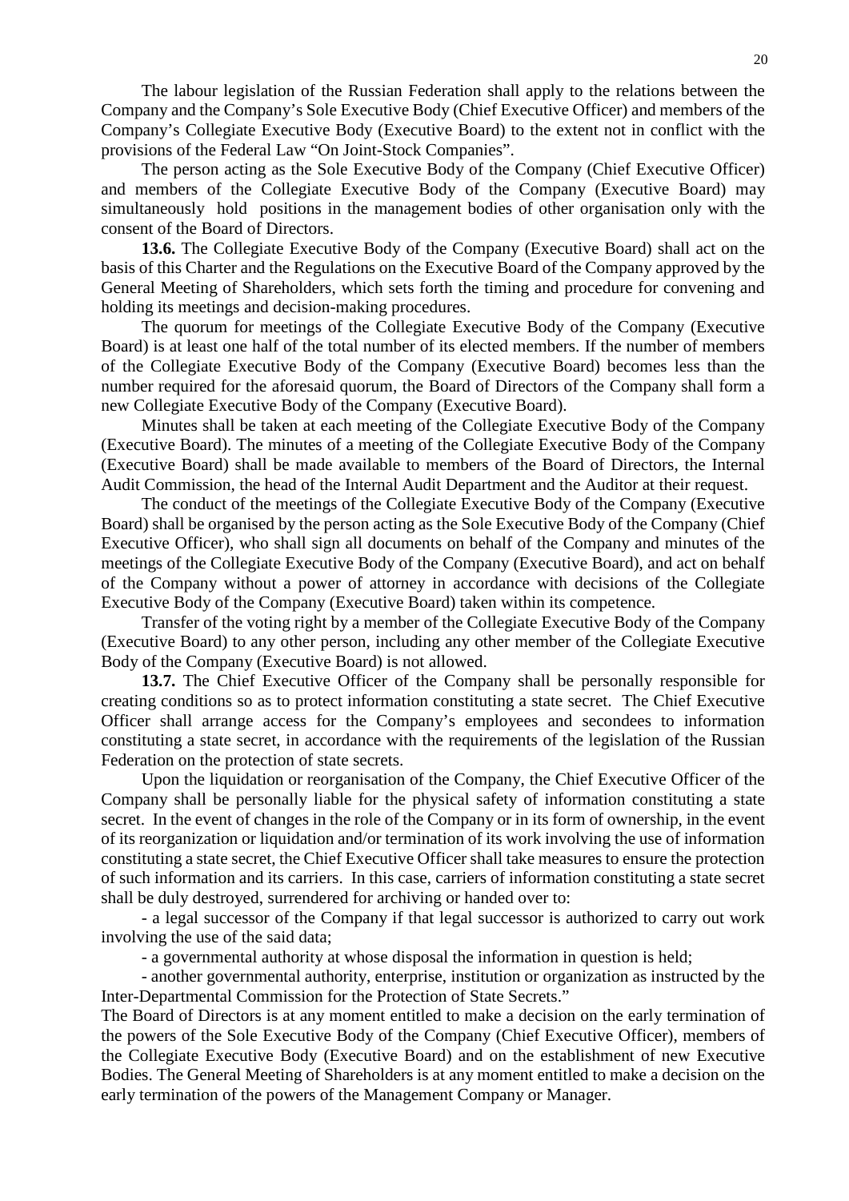The labour legislation of the Russian Federation shall apply to the relations between the Company and the Company's Sole Executive Body (Chief Executive Officer) and members of the Company's Collegiate Executive Body (Executive Board) to the extent not in conflict with the provisions of the Federal Law "On Joint-Stock Companies".

The person acting as the Sole Executive Body of the Company (Chief Executive Officer) and members of the Collegiate Executive Body of the Company (Executive Board) may simultaneously hold positions in the management bodies of other organisation only with the consent of the Board of Directors.

**13.6.** The Collegiate Executive Body of the Company (Executive Board) shall act on the basis of this Charter and the Regulations on the Executive Board of the Company approved by the General Meeting of Shareholders, which sets forth the timing and procedure for convening and holding its meetings and decision-making procedures.

The quorum for meetings of the Collegiate Executive Body of the Company (Executive Board) is at least one half of the total number of its elected members. If the number of members of the Collegiate Executive Body of the Company (Executive Board) becomes less than the number required for the aforesaid quorum, the Board of Directors of the Company shall form a new Collegiate Executive Body of the Company (Executive Board).

Minutes shall be taken at each meeting of the Collegiate Executive Body of the Company (Executive Board). The minutes of a meeting of the Collegiate Executive Body of the Company (Executive Board) shall be made available to members of the Board of Directors, the Internal Audit Commission, the head of the Internal Audit Department and the Auditor at their request.

The conduct of the meetings of the Collegiate Executive Body of the Company (Executive Board) shall be organised by the person acting as the Sole Executive Body of the Company (Chief Executive Officer), who shall sign all documents on behalf of the Company and minutes of the meetings of the Collegiate Executive Body of the Company (Executive Board), and act on behalf of the Company without a power of attorney in accordance with decisions of the Collegiate Executive Body of the Company (Executive Board) taken within its competence.

Transfer of the voting right by a member of the Collegiate Executive Body of the Company (Executive Board) to any other person, including any other member of the Collegiate Executive Body of the Company (Executive Board) is not allowed.

**13.7.** The Chief Executive Officer of the Company shall be personally responsible for creating conditions so as to protect information constituting a state secret. The Chief Executive Officer shall arrange access for the Company's employees and secondees to information constituting a state secret, in accordance with the requirements of the legislation of the Russian Federation on the protection of state secrets.

Upon the liquidation or reorganisation of the Company, the Chief Executive Officer of the Company shall be personally liable for the physical safety of information constituting a state secret. In the event of changes in the role of the Company or in its form of ownership, in the event of its reorganization or liquidation and/or termination of its work involving the use of information constituting a state secret, the Chief Executive Officer shall take measures to ensure the protection of such information and its carriers. In this case, carriers of information constituting a state secret shall be duly destroyed, surrendered for archiving or handed over to:

- a legal successor of the Company if that legal successor is authorized to carry out work involving the use of the said data;
- a governmental authority at whose disposal the information in question is held;
- another governmental authority, enterprise, institution or organization as instructed by the Inter-Departmental Commission for the Protection of State Secrets."

The Board of Directors is at any moment entitled to make a decision on the early termination of the powers of the Sole Executive Body of the Company (Chief Executive Officer), members of the Collegiate Executive Body (Executive Board) and on the establishment of new Executive Bodies. The General Meeting of Shareholders is at any moment entitled to make a decision on the early termination of the powers of the Management Company or Manager.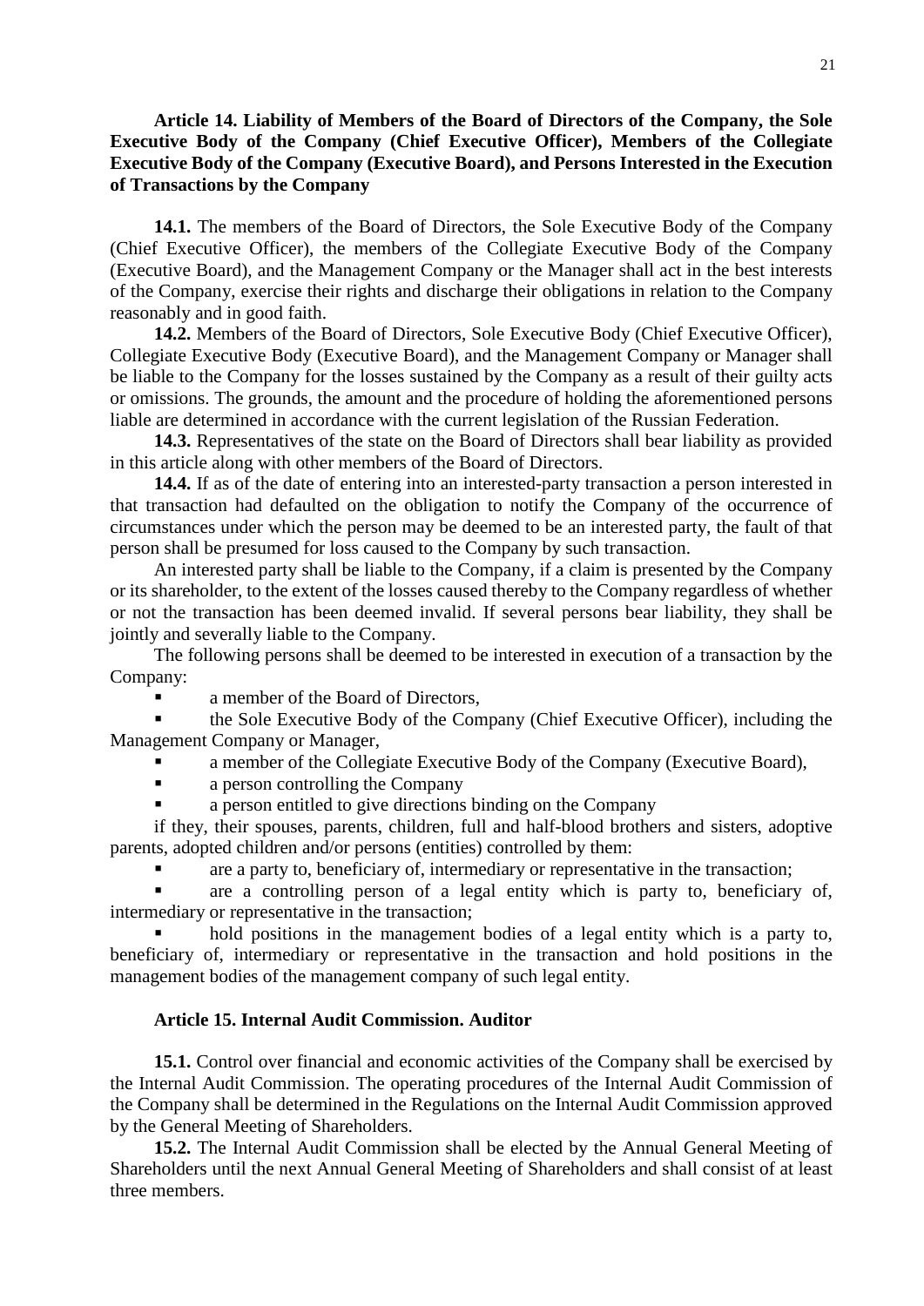**Article 14. Liability of Members of the Board of Directors of the Company, the Sole Executive Body of the Company (Chief Executive Officer), Members of the Collegiate Executive Body of the Company (Executive Board), and Persons Interested in the Execution of Transactions by the Company**

**14.1.** The members of the Board of Directors, the Sole Executive Body of the Company (Chief Executive Officer), the members of the Collegiate Executive Body of the Company (Executive Board), and the Management Company or the Manager shall act in the best interests of the Company, exercise their rights and discharge their obligations in relation to the Company reasonably and in good faith.

**14.2.** Members of the Board of Directors, Sole Executive Body (Chief Executive Officer), Collegiate Executive Body (Executive Board), and the Management Company or Manager shall be liable to the Company for the losses sustained by the Company as a result of their guilty acts or omissions. The grounds, the amount and the procedure of holding the aforementioned persons liable are determined in accordance with the current legislation of the Russian Federation.

**14.3.** Representatives of the state on the Board of Directors shall bear liability as provided in this article along with other members of the Board of Directors.

**14.4.** If as of the date of entering into an interested-party transaction a person interested in that transaction had defaulted on the obligation to notify the Company of the occurrence of circumstances under which the person may be deemed to be an interested party, the fault of that person shall be presumed for loss caused to the Company by such transaction.

An interested party shall be liable to the Company, if a claim is presented by the Company or its shareholder, to the extent of the losses caused thereby to the Company regardless of whether or not the transaction has been deemed invalid. If several persons bear liability, they shall be jointly and severally liable to the Company.

The following persons shall be deemed to be interested in execution of a transaction by the Company:

- a member of the Board of Directors,
- the Sole Executive Body of the Company (Chief Executive Officer), including the Management Company or Manager,
- a member of the Collegiate Executive Body of the Company (Executive Board),
- a person controlling the Company
- a person entitled to give directions binding on the Company

if they, their spouses, parents, children, full and half-blood brothers and sisters, adoptive parents, adopted children and/or persons (entities) controlled by them:

- are a party to, beneficiary of, intermediary or representative in the transaction;
- are a controlling person of a legal entity which is party to, beneficiary of, intermediary or representative in the transaction;
- hold positions in the management bodies of a legal entity which is a party to, beneficiary of, intermediary or representative in the transaction and hold positions in the management bodies of the management company of such legal entity.

**Article 15. Internal Audit Commission. Auditor**

**15.1.** Control over financial and economic activities of the Company shall be exercised by the Internal Audit Commission. The operating procedures of the Internal Audit Commission of the Company shall be determined in the Regulations on the Internal Audit Commission approved by the General Meeting of Shareholders.

**15.2.** The Internal Audit Commission shall be elected by the Annual General Meeting of Shareholders until the next Annual General Meeting of Shareholders and shall consist of at least three members.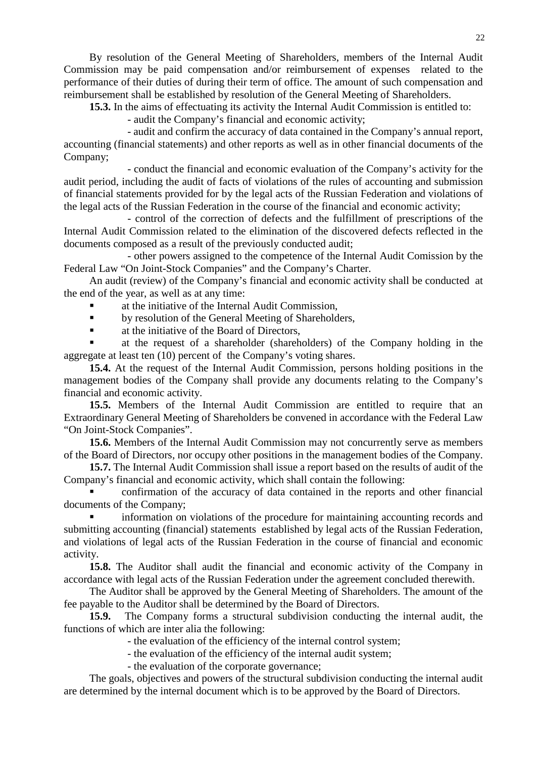By resolution of the General Meeting of Shareholders, members of the Internal Audit Commission may be paid compensation and/or reimbursement of expenses related to the performance of their duties of during their term of office. The amount of such compensation and reimbursement shall be established by resolution of the General Meeting of Shareholders.

**15.3.** In the aims of effectuating its activity the Internal Audit Commission is entitled to:

- audit the Company's financial and economic activity;
- audit and confirm the accuracy of data contained in the Company's annual report, accounting (financial statements) and other reports as well as in other financial documents of the Company;
- conduct the financial and economic evaluation of the Company's activity for the audit period, including the audit of facts of violations of the rules of accounting and submission of financial statements provided for by the legal acts of the Russian Federation and violations of the legal acts of the Russian Federation in the course of the financial and economic activity;
- control of the correction of defects and the fulfillment of prescriptions of the Internal Audit Commission related to the elimination of the discovered defects reflected in the documents composed as a result of the previously conducted audit;
- other powers assigned to the competence of the Internal Audit Comission by the Federal Law "On Joint-Stock Companies" and the Company's Charter.

An audit (review) of the Company's financial and economic activity shall be conducted at the end of the year, as well as at any time:

- at the initiative of the Internal Audit Commission,
- by resolution of the General Meeting of Shareholders,
- at the initiative of the Board of Directors,
- at the request of a shareholder (shareholders) of the Company holding in the aggregate at least ten (10) percent of the Company's voting shares.

**15.4.** At the request of the Internal Audit Commission, persons holding positions in the management bodies of the Company shall provide any documents relating to the Company's financial and economic activity.

**15.5.** Members of the Internal Audit Commission are entitled to require that an Extraordinary General Meeting of Shareholders be convened in accordance with the Federal Law "On Joint-Stock Companies".

**15.6.** Members of the Internal Audit Commission may not concurrently serve as members of the Board of Directors, nor occupy other positions in the management bodies of the Company.

**15.7.** The Internal Audit Commission shall issue a report based on the results of audit of the Company's financial and economic activity, which shall contain the following:

- confirmation of the accuracy of data contained in the reports and other financial documents of the Company;
- information on violations of the procedure for maintaining accounting records and submitting accounting (financial) statements established by legal acts of the Russian Federation, and violations of legal acts of the Russian Federation in the course of financial and economic activity.

**15.8.** The Auditor shall audit the financial and economic activity of the Company in accordance with legal acts of the Russian Federation under the agreement concluded therewith.

The Auditor shall be approved by the General Meeting of Shareholders. The amount of the fee payable to the Auditor shall be determined by the Board of Directors.

**15.9.** The Company forms a structural subdivision conducting the internal audit, the functions of which are inter alia the following:

- the evaluation of the efficiency of the internal control system;
- the evaluation of the efficiency of the internal audit system;
- the evaluation of the corporate governance;

The goals, objectives and powers of the structural subdivision conducting the internal audit are determined by the internal document which is to be approved by the Board of Directors.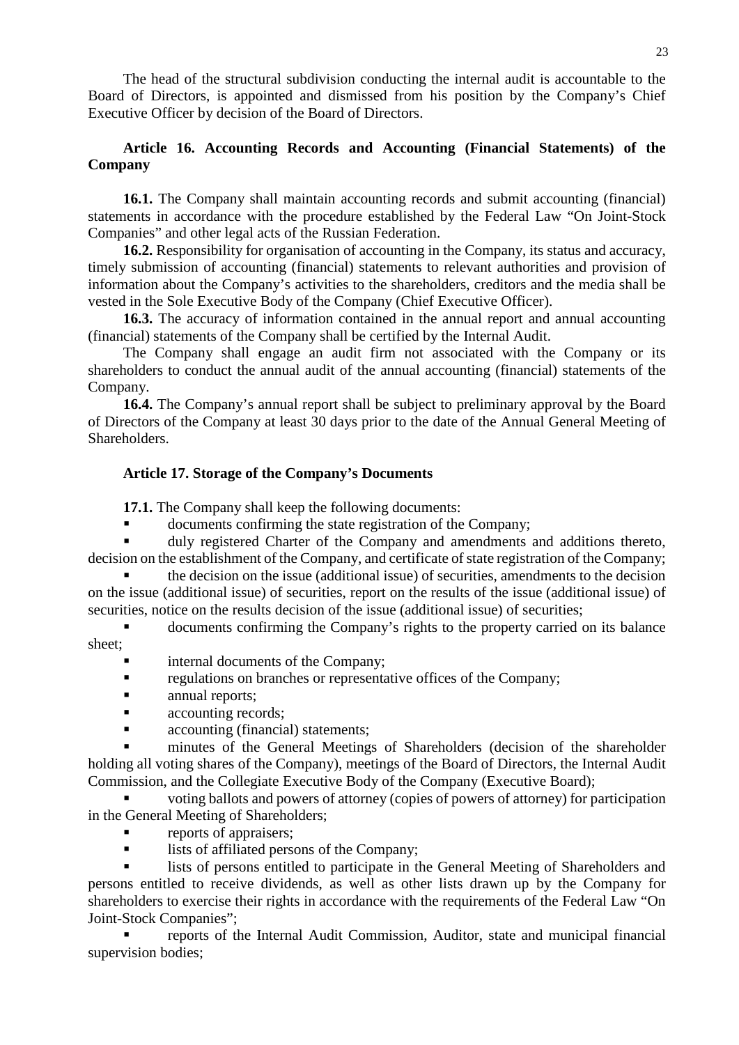The head of the structural subdivision conducting the internal audit is accountable to the Board of Directors, is appointed and dismissed from his position by the Company's Chief Executive Officer by decision of the Board of Directors.

### Article 16. Accounting Records and Accounting (Financial Statements) of the Company

**16.1.** The Company shall maintain accounting records and submit accounting (financial) statements in accordance with the procedure established by the Federal Law "On Joint-Stock Companies" and other legal acts of the Russian Federation.

**16.2.** Responsibility for organisation of accounting in the Company, its status and accuracy, timely submission of accounting (financial) statements to relevant authorities and provision of information about the Company's activities to the shareholders, creditors and the media shall be vested in the Sole Executive Body of the Company (Chief Executive Officer).

**16.3.** The accuracy of information contained in the annual report and annual accounting (financial) statements of the Company shall be certified by the Internal Audit.

The Company shall engage an audit firm not associated with the Company or its shareholders to conduct the annual audit of the annual accounting (financial) statements of the Company.

**16.4.** The Company's annual report shall be subject to preliminary approval by the Board of Directors of the Company at least 30 days prior to the date of the Annual General Meeting of Shareholders.

### Article 17. Storage of the Company's Documents

**17.1.** The Company shall keep the following documents:

- documents confirming the state registration of the Company;
- duly registered Charter of the Company and amendments and additions thereto, decision on the establishment of the Company, and certificate of state registration of the Company;
- the decision on the issue (additional issue) of securities, amendments to the decision on the issue (additional issue) of securities, report on the results of the issue (additional issue) of securities, notice on the results decision of the issue (additional issue) of securities;
- documents confirming the Company's rights to the property carried on its balance sheet;
- internal documents of the Company;
- regulations on branches or representative offices of the Company;
- annual reports;
- accounting records;
- accounting (financial) statements;
- minutes of the General Meetings of Shareholders (decision of the shareholder holding all voting shares of the Company), meetings of the Board of Directors, the Internal Audit Commission, and the Collegiate Executive Body of the Company (Executive Board);
- voting ballots and powers of attorney (copies of powers of attorney) for participation in the General Meeting of Shareholders;
- reports of appraisers;
- lists of affiliated persons of the Company;
- lists of persons entitled to participate in the General Meeting of Shareholders and persons entitled to receive dividends, as well as other lists drawn up by the Company for shareholders to exercise their rights in accordance with the requirements of the Federal Law "On Joint-Stock Companies";
- reports of the Internal Audit Commission, Auditor, state and municipal financial supervision bodies;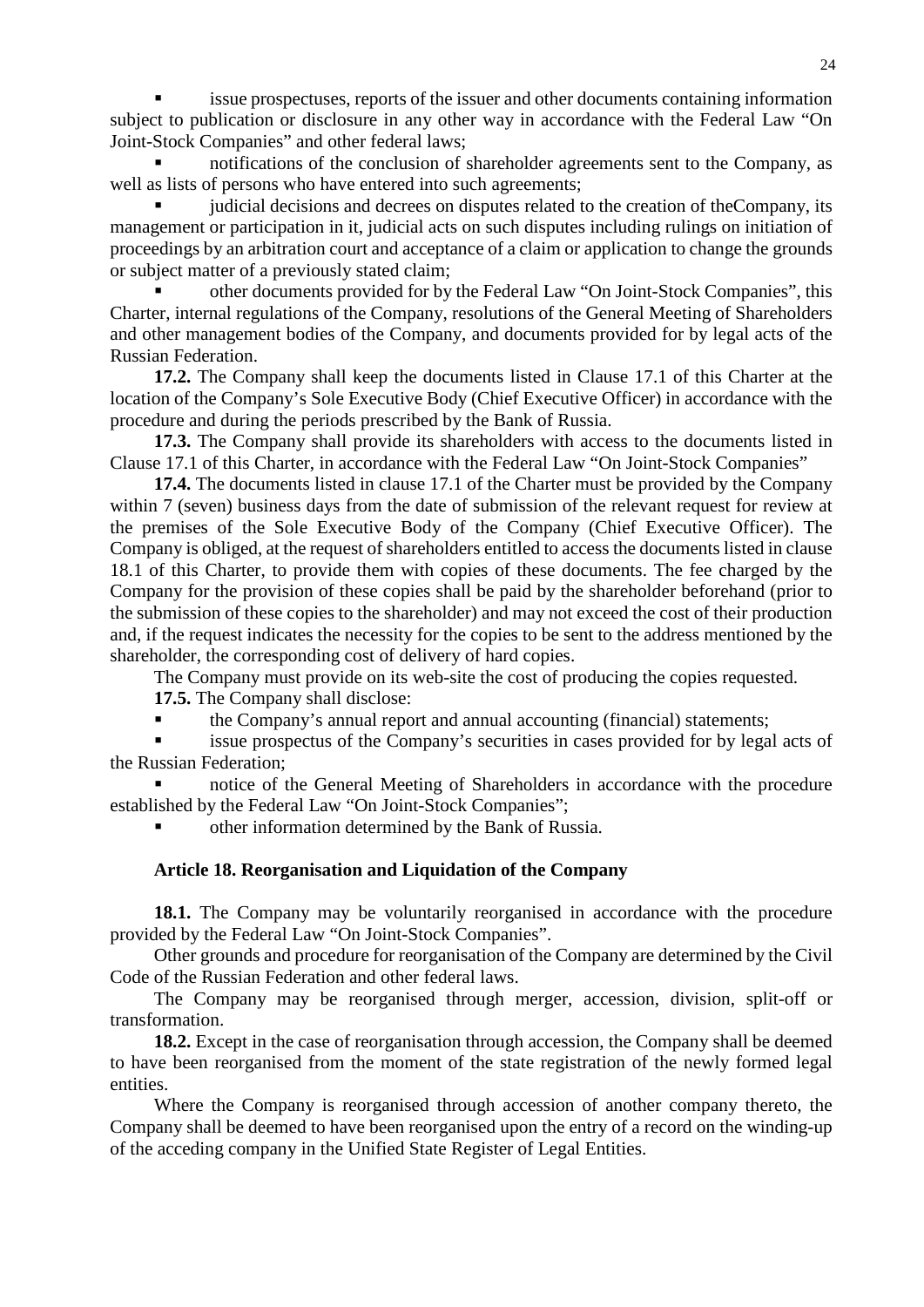- issue prospectuses, reports of the issuer and other documents containing information subject to publication or disclosure in any other way in accordance with the Federal Law "On Joint-Stock Companies" and other federal laws;
- notifications of the conclusion of shareholder agreements sent to the Company, as well as lists of persons who have entered into such agreements;
- judicial decisions and decrees on disputes related to the creation of theCompany, its management or participation in it, judicial acts on such disputes including rulings on initiation of proceedings by an arbitration court and acceptance of a claim or application to change the grounds or subject matter of a previously stated claim;
- other documents provided for by the Federal Law "On Joint-Stock Companies", this Charter, internal regulations of the Company, resolutions of the General Meeting of Shareholders and other management bodies of the Company, and documents provided for by legal acts of the Russian Federation.

**17.2.** The Company shall keep the documents listed in Clause 17.1 of this Charter at the location of the Company's Sole Executive Body (Chief Executive Officer) in accordance with the procedure and during the periods prescribed by the Bank of Russia.

**17.3.** The Company shall provide its shareholders with access to the documents listed in Clause 17.1 of this Charter, in accordance with the Federal Law "On Joint-Stock Companies"

**17.4.** The documents listed in clause 17.1 of the Charter must be provided by the Company within 7 (seven) business days from the date of submission of the relevant request for review at the premises of the Sole Executive Body of the Company (Chief Executive Officer). The Company is obliged, at the request of shareholders entitled to access the documents listed in clause 18.1 of this Charter, to provide them with copies of these documents. The fee charged by the Company for the provision of these copies shall be paid by the shareholder beforehand (prior to the submission of these copies to the shareholder) and may not exceed the cost of their production and, if the request indicates the necessity for the copies to be sent to the address mentioned by the shareholder, the corresponding cost of delivery of hard copies.

The Company must provide on its web-site the cost of producing the copies requested.

**17.5.** The Company shall disclose:

- the Company's annual report and annual accounting (financial) statements;
- issue prospectus of the Company's securities in cases provided for by legal acts of the Russian Federation;
- notice of the General Meeting of Shareholders in accordance with the procedure established by the Federal Law "On Joint-Stock Companies";
- other information determined by the Bank of Russia.

### Article 18. Reorganisation and Liquidation of the Company

**18.1.** The Company may be voluntarily reorganised in accordance with the procedure provided by the Federal Law "On Joint-Stock Companies".

Other grounds and procedure for reorganisation of the Company are determined by the Civil Code of the Russian Federation and other federal laws.

The Company may be reorganised through merger, accession, division, split-off or transformation.

**18.2.** Except in the case of reorganisation through accession, the Company shall be deemed to have been reorganised from the moment of the state registration of the newly formed legal entities.

Where the Company is reorganised through accession of another company thereto, the Company shall be deemed to have been reorganised upon the entry of a record on the winding-up of the acceding company in the Unified State Register of Legal Entities.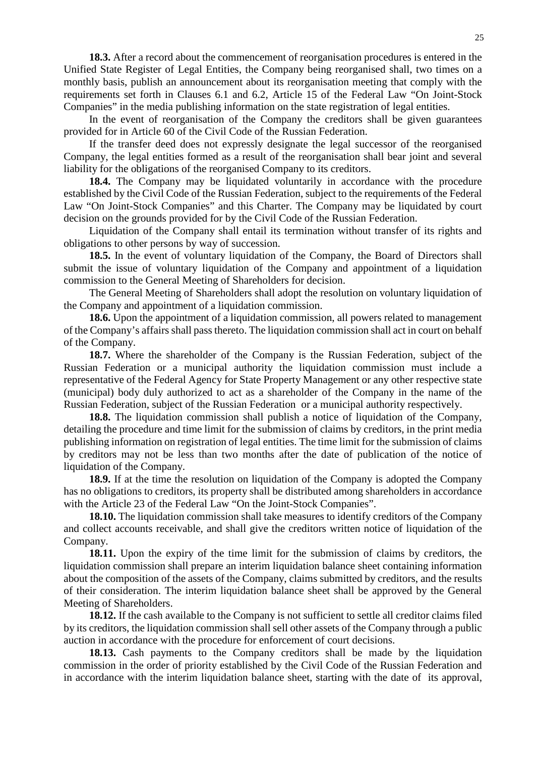**18.3.** After a record about the commencement of reorganisation procedures is entered in the Unified State Register of Legal Entities, the Company being reorganised shall, two times on a monthly basis, publish an announcement about its reorganisation meeting that comply with the requirements set forth in Clauses 6.1 and 6.2, Article 15 of the Federal Law "On Joint-Stock Companies" in the media publishing information on the state registration of legal entities.

In the event of reorganisation of the Company the creditors shall be given guarantees provided for in Article 60 of the Civil Code of the Russian Federation.

If the transfer deed does not expressly designate the legal successor of the reorganised Company, the legal entities formed as a result of the reorganisation shall bear joint and several liability for the obligations of the reorganised Company to its creditors.

**18.4.** The Company may be liquidated voluntarily in accordance with the procedure established by the Civil Code of the Russian Federation, subject to the requirements of the Federal Law "On Joint-Stock Companies" and this Charter. The Company may be liquidated by court decision on the grounds provided for by the Civil Code of the Russian Federation.

Liquidation of the Company shall entail its termination without transfer of its rights and obligations to other persons by way of succession.

**18.5.** In the event of voluntary liquidation of the Company, the Board of Directors shall submit the issue of voluntary liquidation of the Company and appointment of a liquidation commission to the General Meeting of Shareholders for decision.

The General Meeting of Shareholders shall adopt the resolution on voluntary liquidation of the Company and appointment of a liquidation commission.

**18.6.** Upon the appointment of a liquidation commission, all powers related to management of the Company's affairs shall pass thereto. The liquidation commission shall act in court on behalf of the Company.

**18.7.** Where the shareholder of the Company is the Russian Federation, subject of the Russian Federation or a municipal authority the liquidation commission must include a representative of the Federal Agency for State Property Management or any other respective state (municipal) body duly authorized to act as a shareholder of the Company in the name of the Russian Federation, subject of the Russian Federation or a municipal authority respectively.

**18.8.** The liquidation commission shall publish a notice of liquidation of the Company, detailing the procedure and time limit for the submission of claims by creditors, in the print media publishing information on registration of legal entities. The time limit for the submission of claims by creditors may not be less than two months after the date of publication of the notice of liquidation of the Company.

**18.9.** If at the time the resolution on liquidation of the Company is adopted the Company has no obligations to creditors, its property shall be distributed among shareholders in accordance with the Article 23 of the Federal Law "On the Joint-Stock Companies".

**18.10.** The liquidation commission shall take measures to identify creditors of the Company and collect accounts receivable, and shall give the creditors written notice of liquidation of the Company.

**18.11.** Upon the expiry of the time limit for the submission of claims by creditors, the liquidation commission shall prepare an interim liquidation balance sheet containing information about the composition of the assets of the Company, claims submitted by creditors, and the results of their consideration. The interim liquidation balance sheet shall be approved by the General Meeting of Shareholders.

**18.12.** If the cash available to the Company is not sufficient to settle all creditor claims filed by its creditors, the liquidation commission shall sell other assets of the Company through a public auction in accordance with the procedure for enforcement of court decisions.

**18.13.** Cash payments to the Company creditors shall be made by the liquidation commission in the order of priority established by the Civil Code of the Russian Federation and in accordance with the interim liquidation balance sheet, starting with the date of its approval,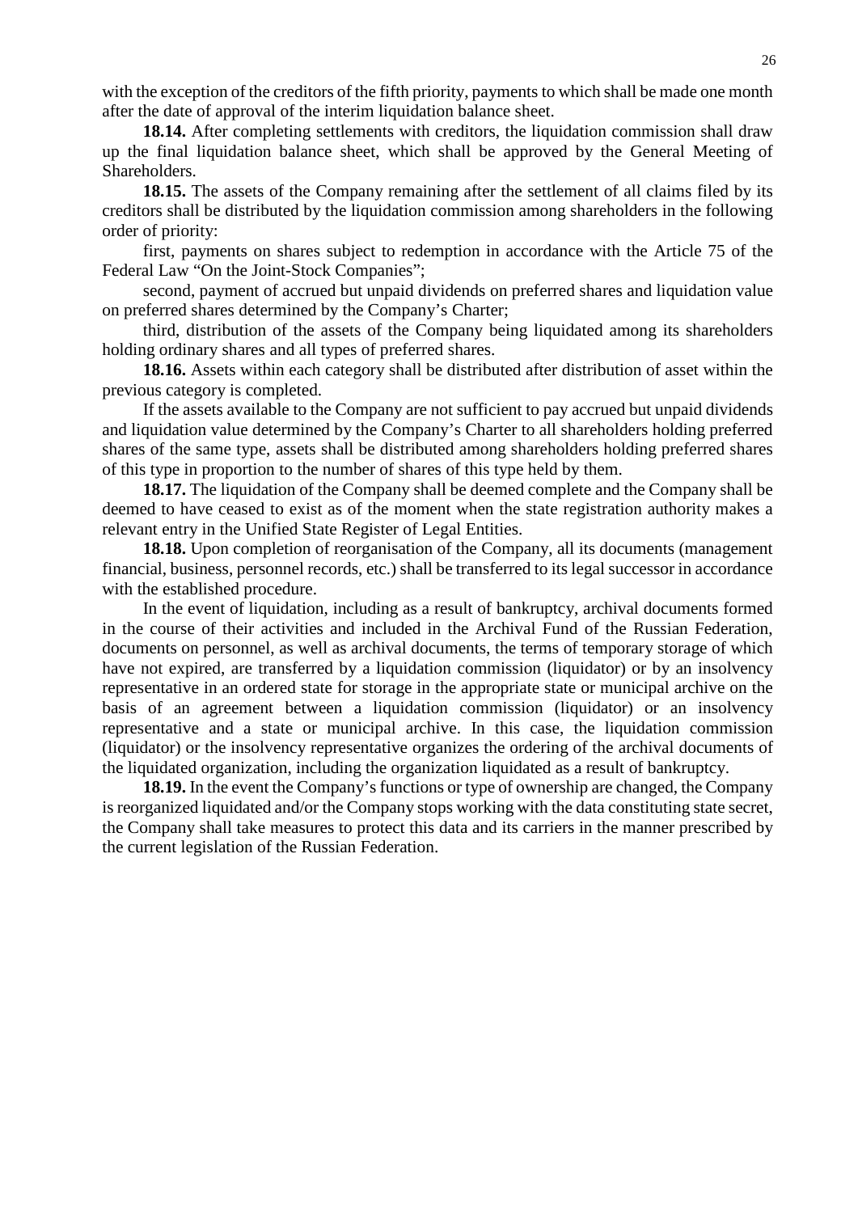with the exception of the creditors of the fifth priority, payments to which shall be made one month after the date of approval of the interim liquidation balance sheet.

**18.14.** After completing settlements with creditors, the liquidation commission shall draw up the final liquidation balance sheet, which shall be approved by the General Meeting of Shareholders.

**18.15.** The assets of the Company remaining after the settlement of all claims filed by its creditors shall be distributed by the liquidation commission among shareholders in the following order of priority:

first, payments on shares subject to redemption in accordance with the Article 75 of the Federal Law "On the Joint-Stock Companies";

second, payment of accrued but unpaid dividends on preferred shares and liquidation value on preferred shares determined by the Company's Charter;

third, distribution of the assets of the Company being liquidated among its shareholders holding ordinary shares and all types of preferred shares.

**18.16.** Assets within each category shall be distributed after distribution of asset within the previous category is completed.

If the assets available to the Company are not sufficient to pay accrued but unpaid dividends and liquidation value determined by the Company's Charter to all shareholders holding preferred shares of the same type, assets shall be distributed among shareholders holding preferred shares of this type in proportion to the number of shares of this type held by them.

**18.17.** The liquidation of the Company shall be deemed complete and the Company shall be deemed to have ceased to exist as of the moment when the state registration authority makes a relevant entry in the Unified State Register of Legal Entities.

**18.18.** Upon completion of reorganisation of the Company, all its documents (management financial, business, personnel records, etc.) shall be transferred to its legal successor in accordance with the established procedure.

In the event of liquidation, including as a result of bankruptcy, archival documents formed in the course of their activities and included in the Archival Fund of the Russian Federation, documents on personnel, as well as archival documents, the terms of temporary storage of which have not expired, are transferred by a liquidation commission (liquidator) or by an insolvency representative in an ordered state for storage in the appropriate state or municipal archive on the basis of an agreement between a liquidation commission (liquidator) or an insolvency representative and a state or municipal archive. In this case, the liquidation commission (liquidator) or the insolvency representative organizes the ordering of the archival documents of the liquidated organization, including the organization liquidated as a result of bankruptcy.

**18.19.** In the event the Company's functions or type of ownership are changed, the Company is reorganized liquidated and/or the Company stops working with the data constituting state secret, the Company shall take measures to protect this data and its carriers in the manner prescribed by the current legislation of the Russian Federation.